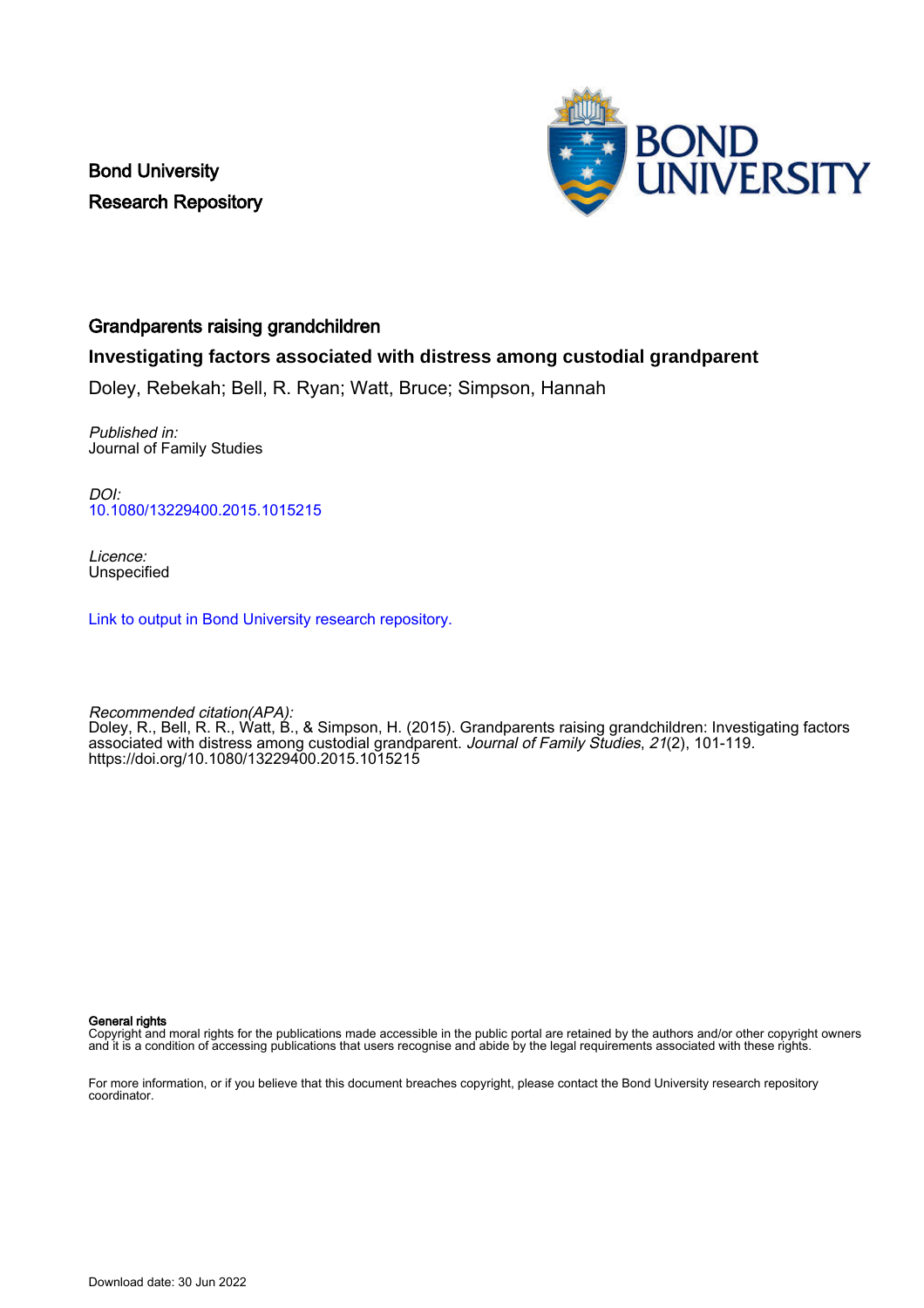Bond University
Research Repository

BOND UNIVERSITY

## Grandparents raising grandchildren

### Investigating factors associated with distress among custodial grandparent

Doley, Rebekah; Bell, R. Ryan; Watt, Bruce; Simpson, Hannah

*Published in:*
Journal of Family Studies

*DOI:*
10.1080/13229400.2015.1015215

*Licence:*
Unspecified

Link to output in Bond University research repository.

*Recommended citation(APA):*
Doley, R., Bell, R. R., Watt, B., & Simpson, H. (2015). Grandparents raising grandchildren: Investigating factors associated with distress among custodial grandparent. *Journal of Family Studies*, *21*(2), 101-119. https://doi.org/10.1080/13229400.2015.1015215

**General rights**
Copyright and moral rights for the publications made accessible in the public portal are retained by the authors and/or other copyright owners and it is a condition of accessing publications that users recognise and abide by the legal requirements associated with these rights.

For more information, or if you believe that this document breaches copyright, please contact the Bond University research repository coordinator.

Download date: 30 Jun 2022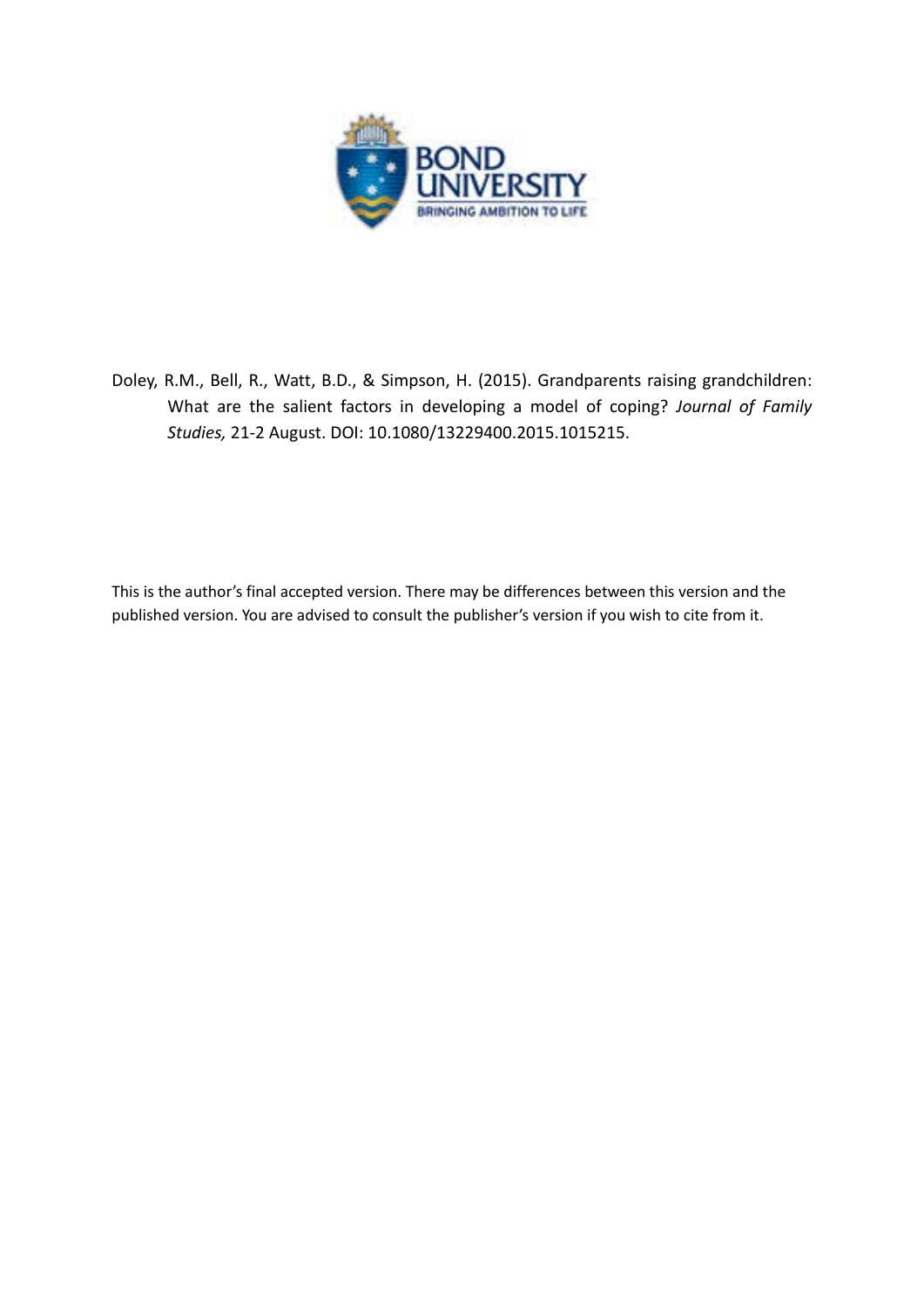Doley, R.M., Bell, R., Watt, B.D., & Simpson, H. (2015). Grandparents raising grandchildren: What are the salient factors in developing a model of coping? *Journal of Family Studies,* 21-2 August. DOI: 10.1080/13229400.2015.1015215.

This is the author's final accepted version. There may be differences between this version and the published version. You are advised to consult the publisher's version if you wish to cite from it.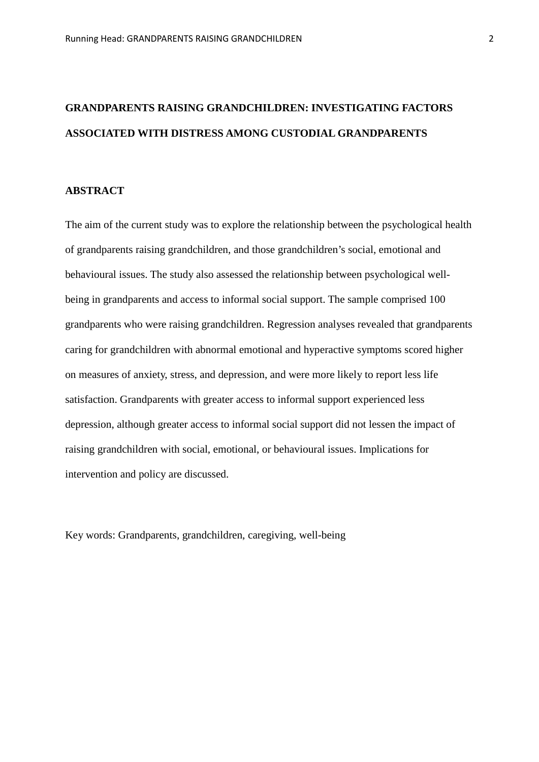# GRANDPARENTS RAISING GRANDCHILDREN: INVESTIGATING FACTORS ASSOCIATED WITH DISTRESS AMONG CUSTODIAL GRANDPARENTS

## ABSTRACT

The aim of the current study was to explore the relationship between the psychological health of grandparents raising grandchildren, and those grandchildren's social, emotional and behavioural issues. The study also assessed the relationship between psychological well-being in grandparents and access to informal social support. The sample comprised 100 grandparents who were raising grandchildren. Regression analyses revealed that grandparents caring for grandchildren with abnormal emotional and hyperactive symptoms scored higher on measures of anxiety, stress, and depression, and were more likely to report less life satisfaction. Grandparents with greater access to informal support experienced less depression, although greater access to informal social support did not lessen the impact of raising grandchildren with social, emotional, or behavioural issues. Implications for intervention and policy are discussed.

Key words: Grandparents, grandchildren, caregiving, well-being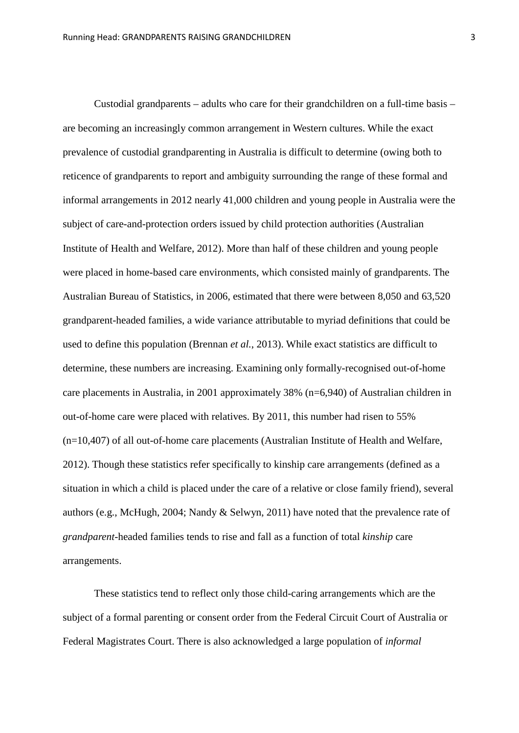Custodial grandparents – adults who care for their grandchildren on a full-time basis – are becoming an increasingly common arrangement in Western cultures. While the exact prevalence of custodial grandparenting in Australia is difficult to determine (owing both to reticence of grandparents to report and ambiguity surrounding the range of these formal and informal arrangements in 2012 nearly 41,000 children and young people in Australia were the subject of care-and-protection orders issued by child protection authorities (Australian Institute of Health and Welfare, 2012). More than half of these children and young people were placed in home-based care environments, which consisted mainly of grandparents. The Australian Bureau of Statistics, in 2006, estimated that there were between 8,050 and 63,520 grandparent-headed families, a wide variance attributable to myriad definitions that could be used to define this population (Brennan *et al.*, 2013). While exact statistics are difficult to determine, these numbers are increasing. Examining only formally-recognised out-of-home care placements in Australia, in 2001 approximately 38% (n=6,940) of Australian children in out-of-home care were placed with relatives. By 2011, this number had risen to 55% (n=10,407) of all out-of-home care placements (Australian Institute of Health and Welfare, 2012). Though these statistics refer specifically to kinship care arrangements (defined as a situation in which a child is placed under the care of a relative or close family friend), several authors (e.g., McHugh, 2004; Nandy & Selwyn, 2011) have noted that the prevalence rate of *grandparent*-headed families tends to rise and fall as a function of total *kinship* care arrangements.

These statistics tend to reflect only those child-caring arrangements which are the subject of a formal parenting or consent order from the Federal Circuit Court of Australia or Federal Magistrates Court. There is also acknowledged a large population of *informal*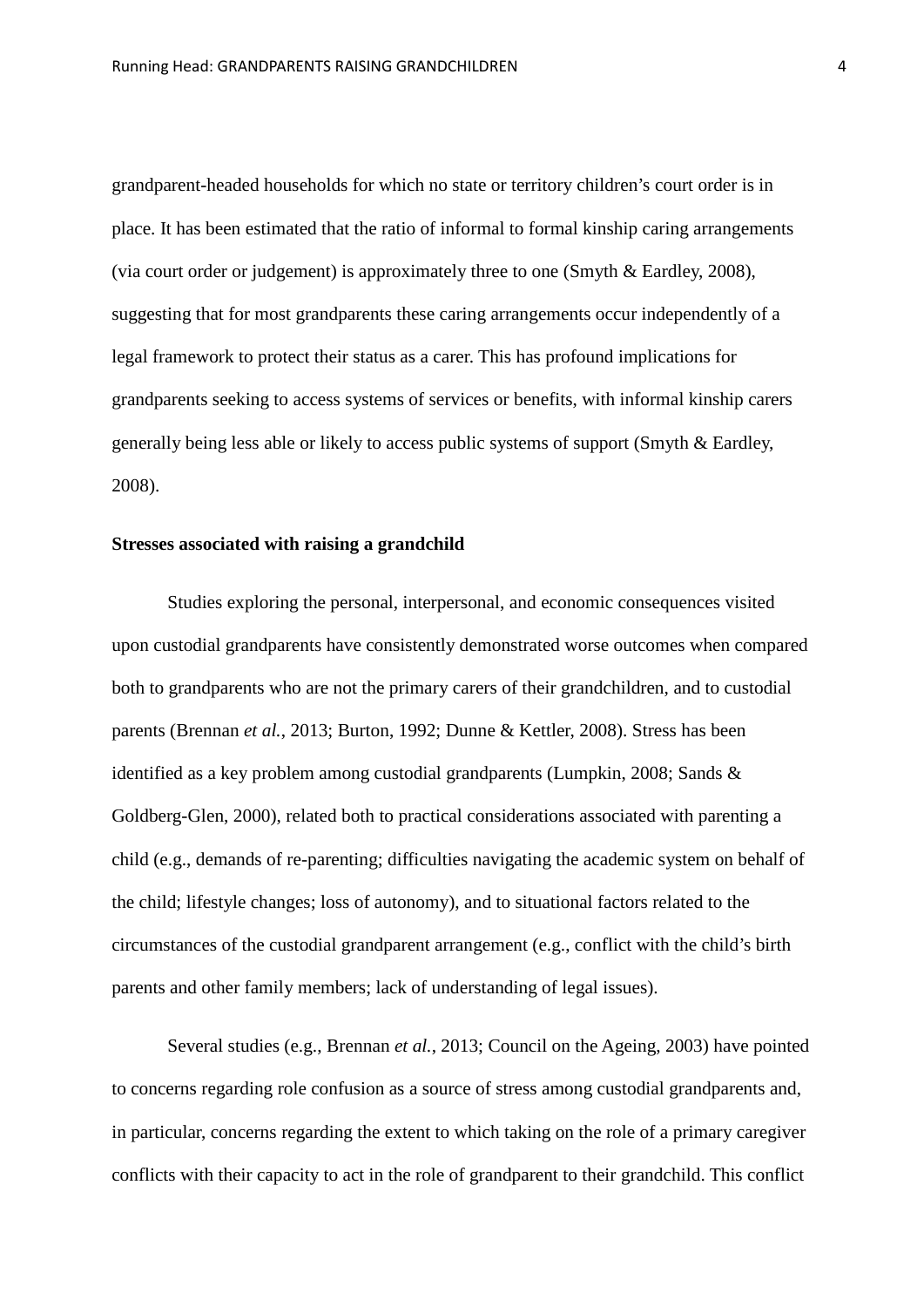grandparent-headed households for which no state or territory children's court order is in place. It has been estimated that the ratio of informal to formal kinship caring arrangements (via court order or judgement) is approximately three to one (Smyth & Eardley, 2008), suggesting that for most grandparents these caring arrangements occur independently of a legal framework to protect their status as a carer. This has profound implications for grandparents seeking to access systems of services or benefits, with informal kinship carers generally being less able or likely to access public systems of support (Smyth & Eardley, 2008).

**Stresses associated with raising a grandchild**

Studies exploring the personal, interpersonal, and economic consequences visited upon custodial grandparents have consistently demonstrated worse outcomes when compared both to grandparents who are not the primary carers of their grandchildren, and to custodial parents (Brennan *et al.*, 2013; Burton, 1992; Dunne & Kettler, 2008). Stress has been identified as a key problem among custodial grandparents (Lumpkin, 2008; Sands & Goldberg-Glen, 2000), related both to practical considerations associated with parenting a child (e.g., demands of re-parenting; difficulties navigating the academic system on behalf of the child; lifestyle changes; loss of autonomy), and to situational factors related to the circumstances of the custodial grandparent arrangement (e.g., conflict with the child's birth parents and other family members; lack of understanding of legal issues).

Several studies (e.g., Brennan *et al.*, 2013; Council on the Ageing, 2003) have pointed to concerns regarding role confusion as a source of stress among custodial grandparents and, in particular, concerns regarding the extent to which taking on the role of a primary caregiver conflicts with their capacity to act in the role of grandparent to their grandchild. This conflict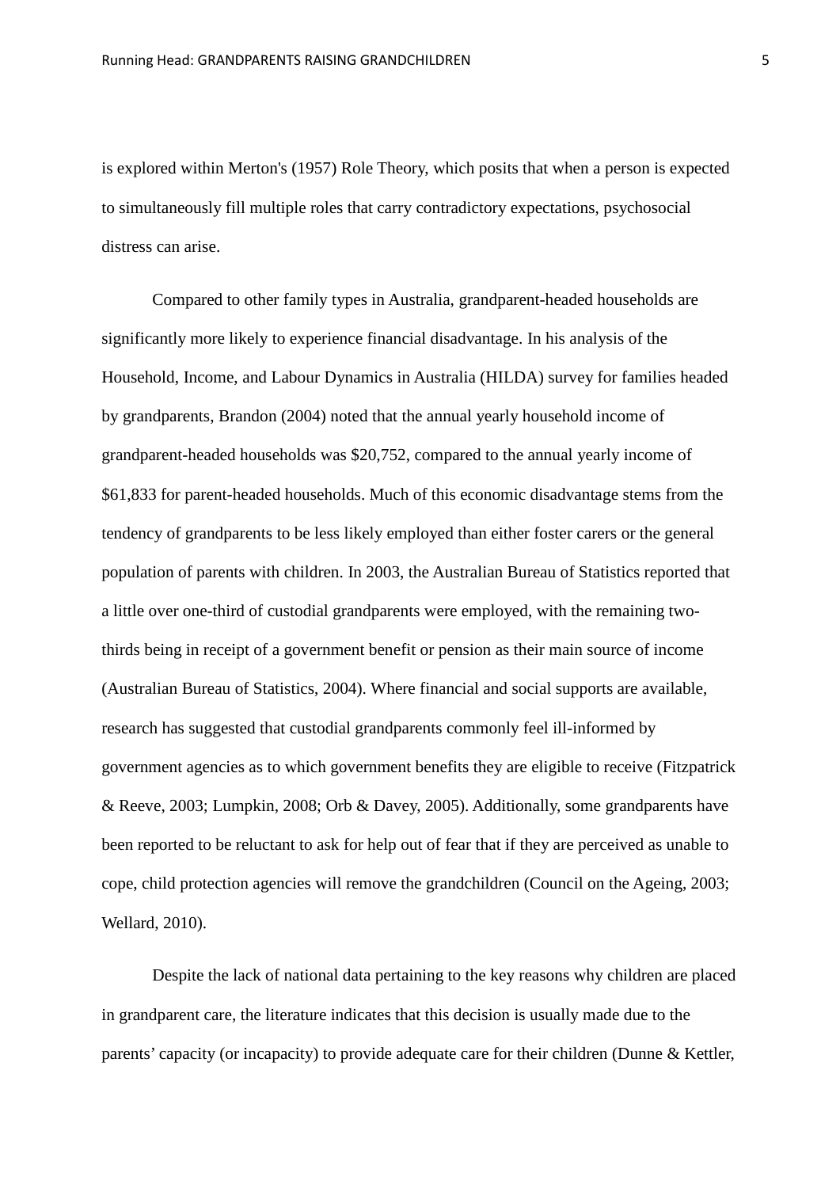is explored within Merton's (1957) Role Theory, which posits that when a person is expected to simultaneously fill multiple roles that carry contradictory expectations, psychosocial distress can arise.

Compared to other family types in Australia, grandparent-headed households are significantly more likely to experience financial disadvantage. In his analysis of the Household, Income, and Labour Dynamics in Australia (HILDA) survey for families headed by grandparents, Brandon (2004) noted that the annual yearly household income of grandparent-headed households was $20,752, compared to the annual yearly income of $61,833 for parent-headed households. Much of this economic disadvantage stems from the tendency of grandparents to be less likely employed than either foster carers or the general population of parents with children. In 2003, the Australian Bureau of Statistics reported that a little over one-third of custodial grandparents were employed, with the remaining two-thirds being in receipt of a government benefit or pension as their main source of income (Australian Bureau of Statistics, 2004). Where financial and social supports are available, research has suggested that custodial grandparents commonly feel ill-informed by government agencies as to which government benefits they are eligible to receive (Fitzpatrick & Reeve, 2003; Lumpkin, 2008; Orb & Davey, 2005). Additionally, some grandparents have been reported to be reluctant to ask for help out of fear that if they are perceived as unable to cope, child protection agencies will remove the grandchildren (Council on the Ageing, 2003; Wellard, 2010).

Despite the lack of national data pertaining to the key reasons why children are placed in grandparent care, the literature indicates that this decision is usually made due to the parents' capacity (or incapacity) to provide adequate care for their children (Dunne & Kettler,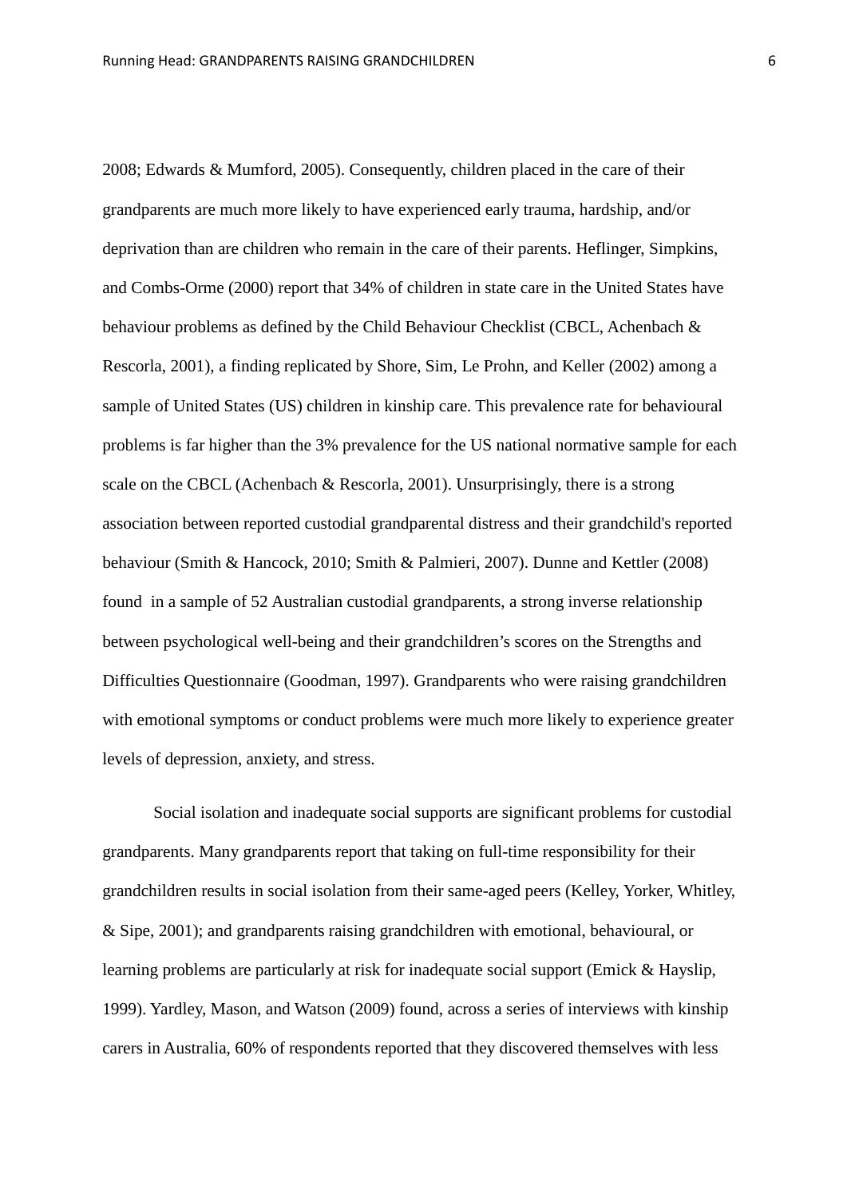2008; Edwards & Mumford, 2005). Consequently, children placed in the care of their grandparents are much more likely to have experienced early trauma, hardship, and/or deprivation than are children who remain in the care of their parents. Heflinger, Simpkins, and Combs-Orme (2000) report that 34% of children in state care in the United States have behaviour problems as defined by the Child Behaviour Checklist (CBCL, Achenbach & Rescorla, 2001), a finding replicated by Shore, Sim, Le Prohn, and Keller (2002) among a sample of United States (US) children in kinship care. This prevalence rate for behavioural problems is far higher than the 3% prevalence for the US national normative sample for each scale on the CBCL (Achenbach & Rescorla, 2001). Unsurprisingly, there is a strong association between reported custodial grandparental distress and their grandchild's reported behaviour (Smith & Hancock, 2010; Smith & Palmieri, 2007). Dunne and Kettler (2008) found in a sample of 52 Australian custodial grandparents, a strong inverse relationship between psychological well-being and their grandchildren's scores on the Strengths and Difficulties Questionnaire (Goodman, 1997). Grandparents who were raising grandchildren with emotional symptoms or conduct problems were much more likely to experience greater levels of depression, anxiety, and stress.

Social isolation and inadequate social supports are significant problems for custodial grandparents. Many grandparents report that taking on full-time responsibility for their grandchildren results in social isolation from their same-aged peers (Kelley, Yorker, Whitley, & Sipe, 2001); and grandparents raising grandchildren with emotional, behavioural, or learning problems are particularly at risk for inadequate social support (Emick & Hayslip, 1999). Yardley, Mason, and Watson (2009) found, across a series of interviews with kinship carers in Australia, 60% of respondents reported that they discovered themselves with less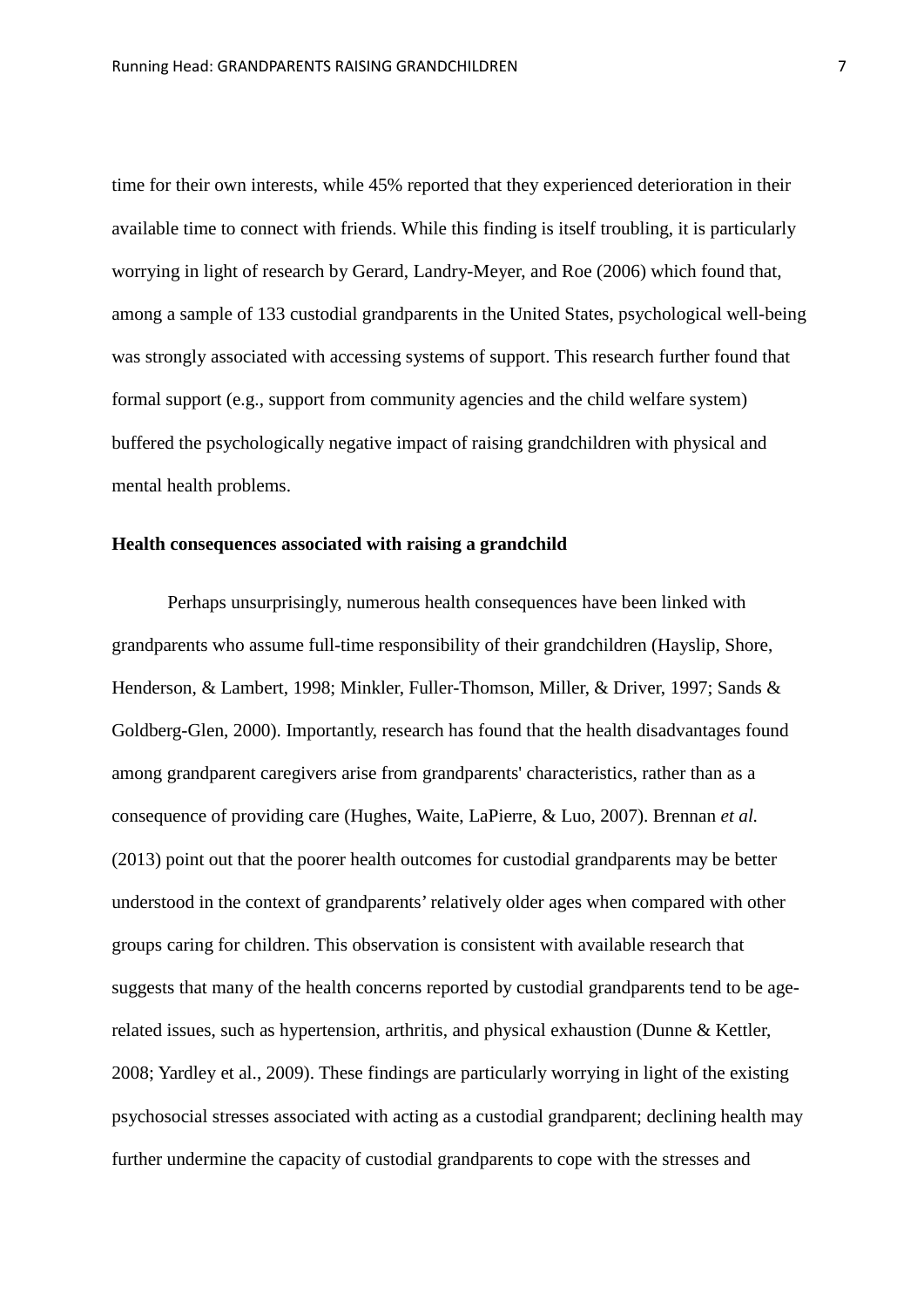time for their own interests, while 45% reported that they experienced deterioration in their available time to connect with friends. While this finding is itself troubling, it is particularly worrying in light of research by Gerard, Landry-Meyer, and Roe (2006) which found that, among a sample of 133 custodial grandparents in the United States, psychological well-being was strongly associated with accessing systems of support. This research further found that formal support (e.g., support from community agencies and the child welfare system) buffered the psychologically negative impact of raising grandchildren with physical and mental health problems.

**Health consequences associated with raising a grandchild**

Perhaps unsurprisingly, numerous health consequences have been linked with grandparents who assume full-time responsibility of their grandchildren (Hayslip, Shore, Henderson, & Lambert, 1998; Minkler, Fuller-Thomson, Miller, & Driver, 1997; Sands & Goldberg-Glen, 2000). Importantly, research has found that the health disadvantages found among grandparent caregivers arise from grandparents' characteristics, rather than as a consequence of providing care (Hughes, Waite, LaPierre, & Luo, 2007). Brennan *et al.* (2013) point out that the poorer health outcomes for custodial grandparents may be better understood in the context of grandparents' relatively older ages when compared with other groups caring for children. This observation is consistent with available research that suggests that many of the health concerns reported by custodial grandparents tend to be age-related issues, such as hypertension, arthritis, and physical exhaustion (Dunne & Kettler, 2008; Yardley et al., 2009). These findings are particularly worrying in light of the existing psychosocial stresses associated with acting as a custodial grandparent; declining health may further undermine the capacity of custodial grandparents to cope with the stresses and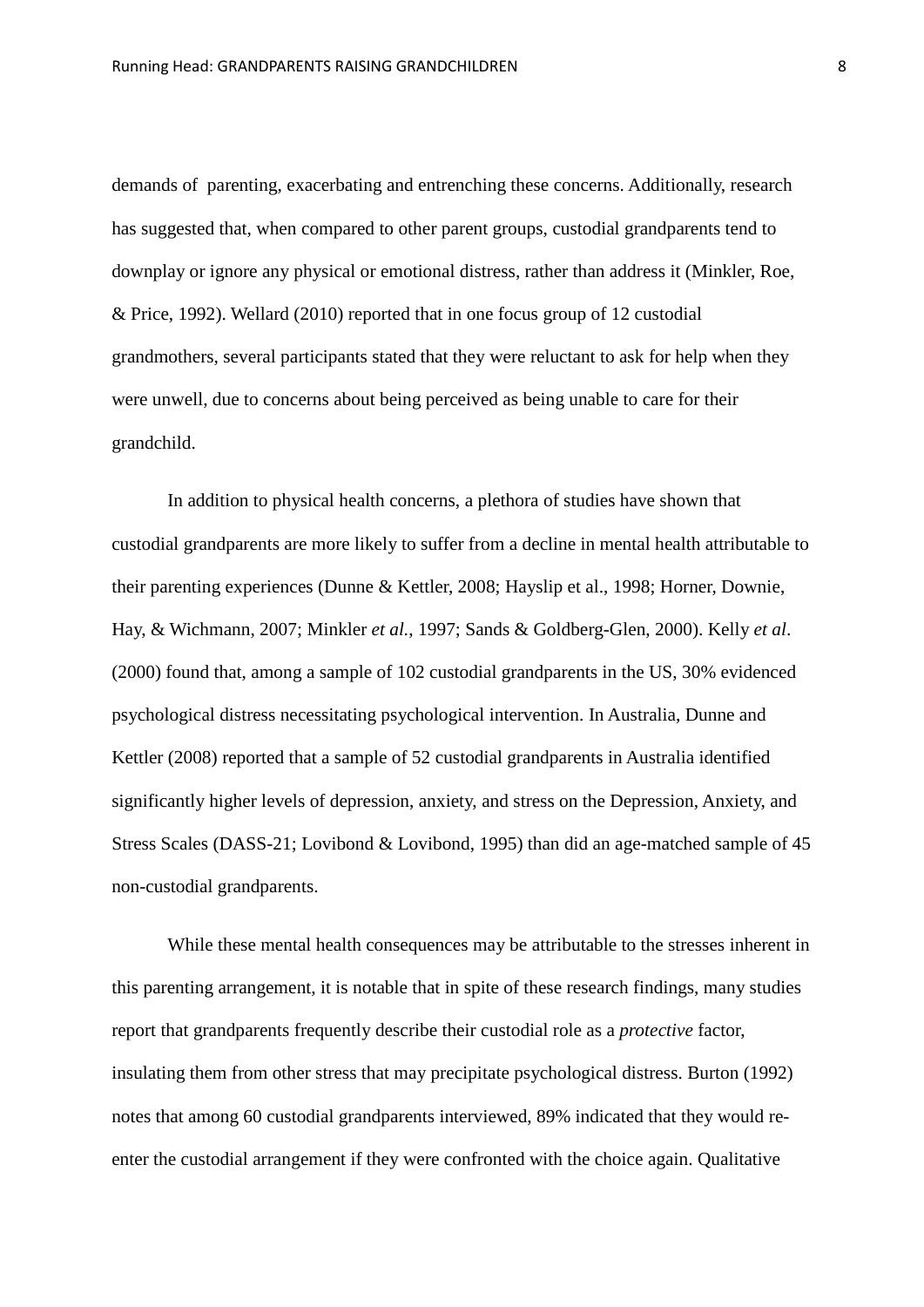demands of parenting, exacerbating and entrenching these concerns. Additionally, research has suggested that, when compared to other parent groups, custodial grandparents tend to downplay or ignore any physical or emotional distress, rather than address it (Minkler, Roe, & Price, 1992). Wellard (2010) reported that in one focus group of 12 custodial grandmothers, several participants stated that they were reluctant to ask for help when they were unwell, due to concerns about being perceived as being unable to care for their grandchild.

In addition to physical health concerns, a plethora of studies have shown that custodial grandparents are more likely to suffer from a decline in mental health attributable to their parenting experiences (Dunne & Kettler, 2008; Hayslip et al., 1998; Horner, Downie, Hay, & Wichmann, 2007; Minkler *et al.*, 1997; Sands & Goldberg-Glen, 2000). Kelly *et al*. (2000) found that, among a sample of 102 custodial grandparents in the US, 30% evidenced psychological distress necessitating psychological intervention. In Australia, Dunne and Kettler (2008) reported that a sample of 52 custodial grandparents in Australia identified significantly higher levels of depression, anxiety, and stress on the Depression, Anxiety, and Stress Scales (DASS-21; Lovibond & Lovibond, 1995) than did an age-matched sample of 45 non-custodial grandparents.

While these mental health consequences may be attributable to the stresses inherent in this parenting arrangement, it is notable that in spite of these research findings, many studies report that grandparents frequently describe their custodial role as a *protective* factor, insulating them from other stress that may precipitate psychological distress. Burton (1992) notes that among 60 custodial grandparents interviewed, 89% indicated that they would re-enter the custodial arrangement if they were confronted with the choice again. Qualitative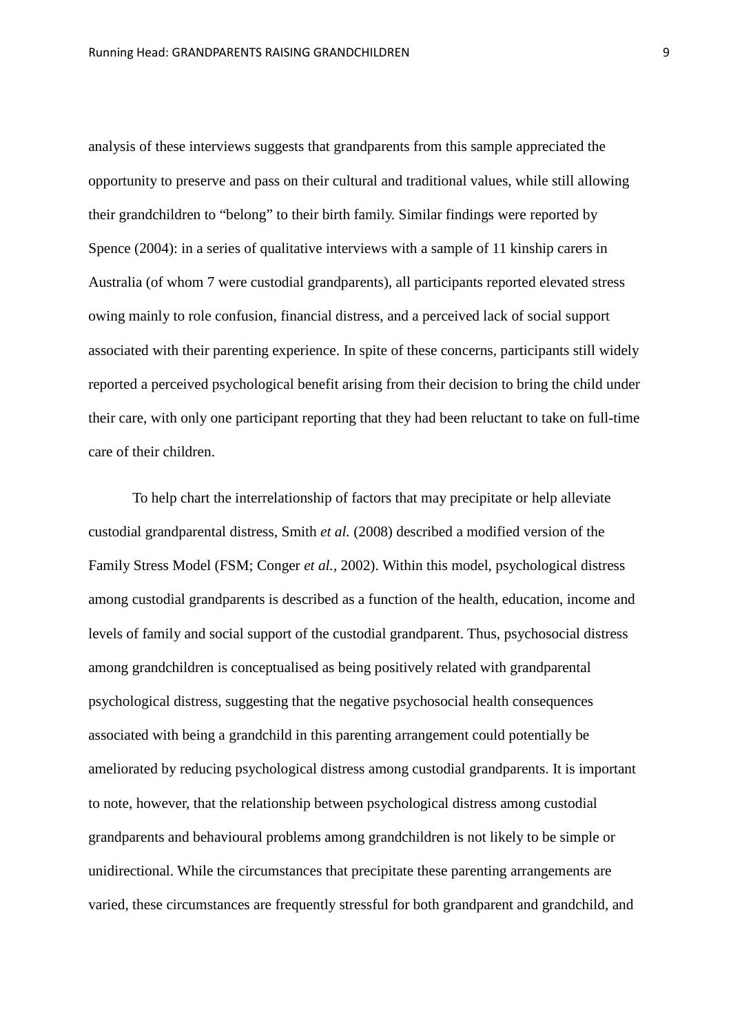analysis of these interviews suggests that grandparents from this sample appreciated the opportunity to preserve and pass on their cultural and traditional values, while still allowing their grandchildren to "belong" to their birth family. Similar findings were reported by Spence (2004): in a series of qualitative interviews with a sample of 11 kinship carers in Australia (of whom 7 were custodial grandparents), all participants reported elevated stress owing mainly to role confusion, financial distress, and a perceived lack of social support associated with their parenting experience. In spite of these concerns, participants still widely reported a perceived psychological benefit arising from their decision to bring the child under their care, with only one participant reporting that they had been reluctant to take on full-time care of their children.

To help chart the interrelationship of factors that may precipitate or help alleviate custodial grandparental distress, Smith *et al.* (2008) described a modified version of the Family Stress Model (FSM; Conger *et al.*, 2002). Within this model, psychological distress among custodial grandparents is described as a function of the health, education, income and levels of family and social support of the custodial grandparent. Thus, psychosocial distress among grandchildren is conceptualised as being positively related with grandparental psychological distress, suggesting that the negative psychosocial health consequences associated with being a grandchild in this parenting arrangement could potentially be ameliorated by reducing psychological distress among custodial grandparents. It is important to note, however, that the relationship between psychological distress among custodial grandparents and behavioural problems among grandchildren is not likely to be simple or unidirectional. While the circumstances that precipitate these parenting arrangements are varied, these circumstances are frequently stressful for both grandparent and grandchild, and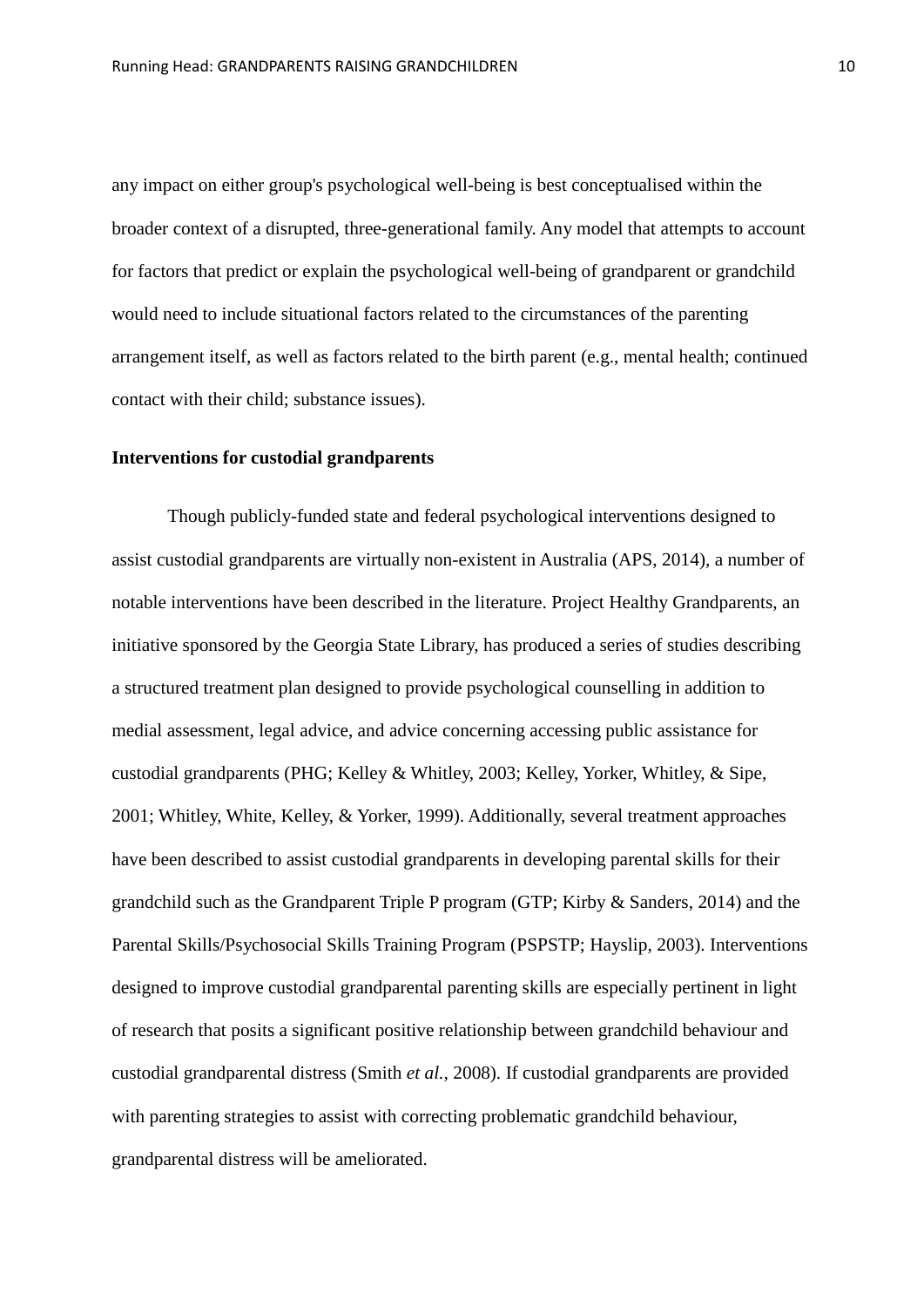any impact on either group's psychological well-being is best conceptualised within the broader context of a disrupted, three-generational family. Any model that attempts to account for factors that predict or explain the psychological well-being of grandparent or grandchild would need to include situational factors related to the circumstances of the parenting arrangement itself, as well as factors related to the birth parent (e.g., mental health; continued contact with their child; substance issues).

**Interventions for custodial grandparents**

Though publicly-funded state and federal psychological interventions designed to assist custodial grandparents are virtually non-existent in Australia (APS, 2014), a number of notable interventions have been described in the literature. Project Healthy Grandparents, an initiative sponsored by the Georgia State Library, has produced a series of studies describing a structured treatment plan designed to provide psychological counselling in addition to medial assessment, legal advice, and advice concerning accessing public assistance for custodial grandparents (PHG; Kelley & Whitley, 2003; Kelley, Yorker, Whitley, & Sipe, 2001; Whitley, White, Kelley, & Yorker, 1999). Additionally, several treatment approaches have been described to assist custodial grandparents in developing parental skills for their grandchild such as the Grandparent Triple P program (GTP; Kirby & Sanders, 2014) and the Parental Skills/Psychosocial Skills Training Program (PSPSTP; Hayslip, 2003). Interventions designed to improve custodial grandparental parenting skills are especially pertinent in light of research that posits a significant positive relationship between grandchild behaviour and custodial grandparental distress (Smith *et al.,* 2008). If custodial grandparents are provided with parenting strategies to assist with correcting problematic grandchild behaviour, grandparental distress will be ameliorated.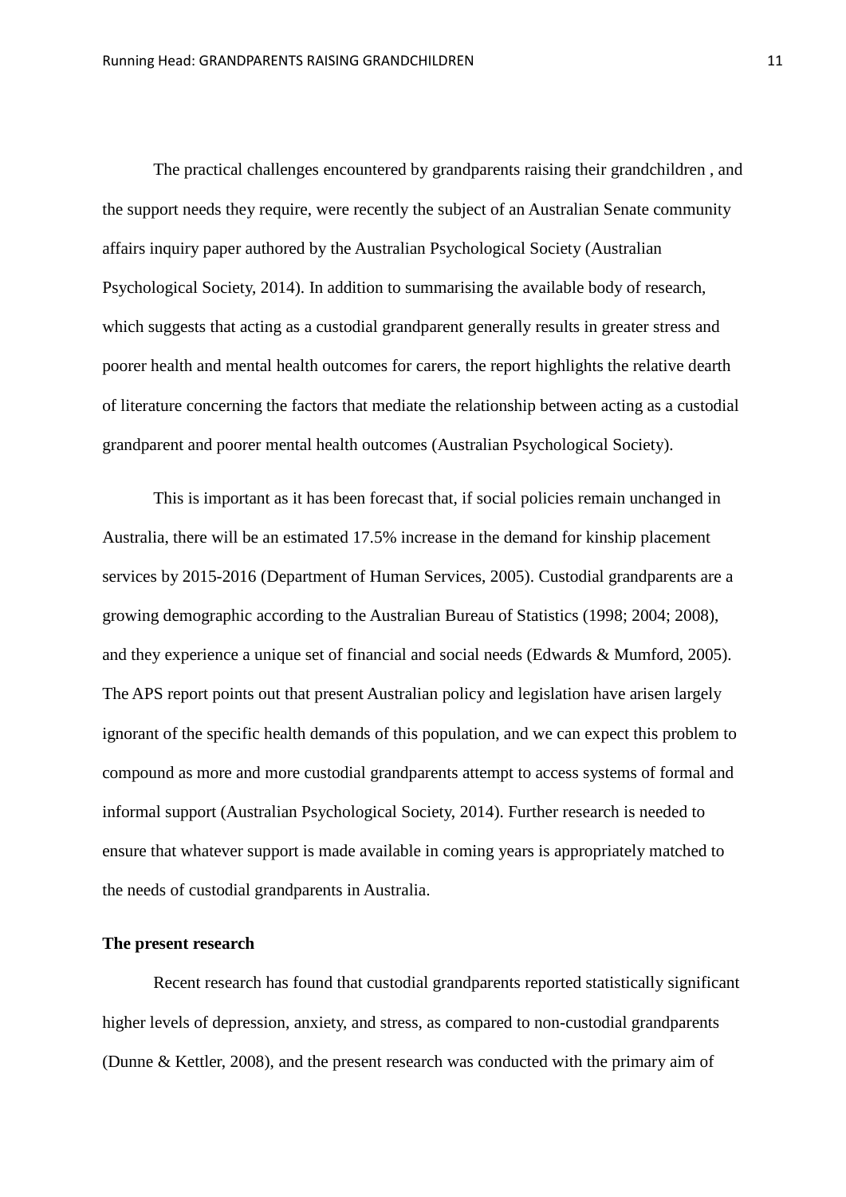The practical challenges encountered by grandparents raising their grandchildren , and the support needs they require, were recently the subject of an Australian Senate community affairs inquiry paper authored by the Australian Psychological Society (Australian Psychological Society, 2014). In addition to summarising the available body of research, which suggests that acting as a custodial grandparent generally results in greater stress and poorer health and mental health outcomes for carers, the report highlights the relative dearth of literature concerning the factors that mediate the relationship between acting as a custodial grandparent and poorer mental health outcomes (Australian Psychological Society).

This is important as it has been forecast that, if social policies remain unchanged in Australia, there will be an estimated 17.5% increase in the demand for kinship placement services by 2015-2016 (Department of Human Services, 2005). Custodial grandparents are a growing demographic according to the Australian Bureau of Statistics (1998; 2004; 2008), and they experience a unique set of financial and social needs (Edwards & Mumford, 2005). The APS report points out that present Australian policy and legislation have arisen largely ignorant of the specific health demands of this population, and we can expect this problem to compound as more and more custodial grandparents attempt to access systems of formal and informal support (Australian Psychological Society, 2014). Further research is needed to ensure that whatever support is made available in coming years is appropriately matched to the needs of custodial grandparents in Australia.

**The present research**

Recent research has found that custodial grandparents reported statistically significant higher levels of depression, anxiety, and stress, as compared to non-custodial grandparents (Dunne & Kettler, 2008), and the present research was conducted with the primary aim of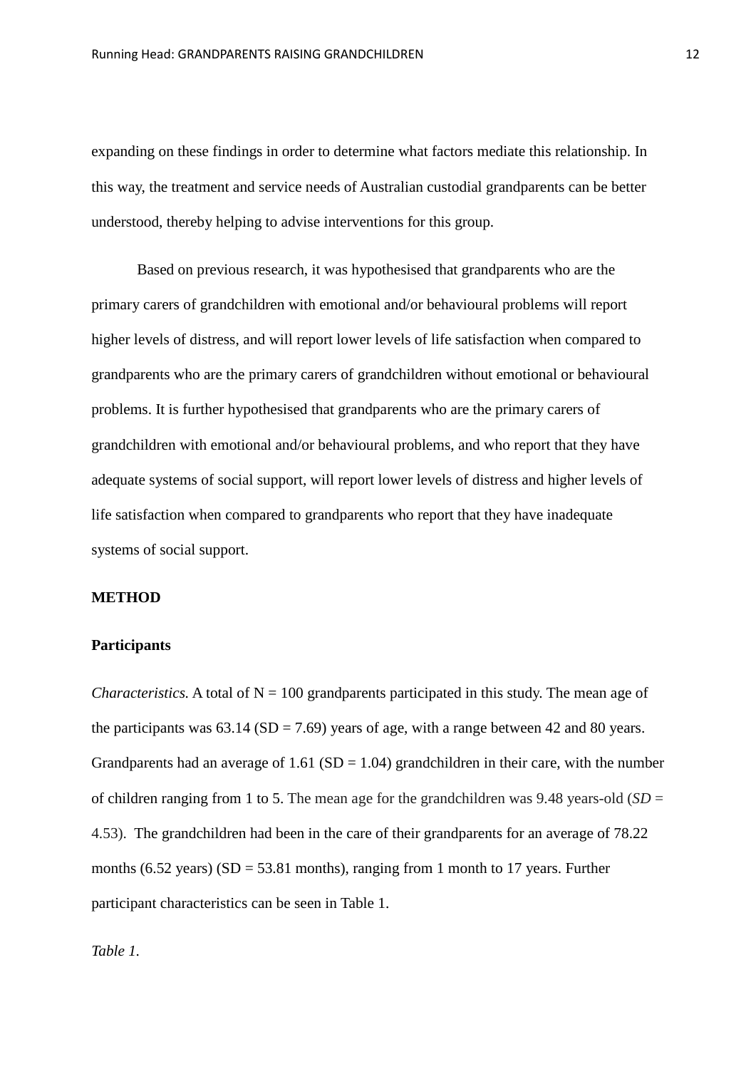expanding on these findings in order to determine what factors mediate this relationship. In this way, the treatment and service needs of Australian custodial grandparents can be better understood, thereby helping to advise interventions for this group.

Based on previous research, it was hypothesised that grandparents who are the primary carers of grandchildren with emotional and/or behavioural problems will report higher levels of distress, and will report lower levels of life satisfaction when compared to grandparents who are the primary carers of grandchildren without emotional or behavioural problems. It is further hypothesised that grandparents who are the primary carers of grandchildren with emotional and/or behavioural problems, and who report that they have adequate systems of social support, will report lower levels of distress and higher levels of life satisfaction when compared to grandparents who report that they have inadequate systems of social support.

## METHOD

### Participants

*Characteristics.* A total of N = 100 grandparents participated in this study. The mean age of the participants was 63.14 (SD = 7.69) years of age, with a range between 42 and 80 years. Grandparents had an average of 1.61 (SD = 1.04) grandchildren in their care, with the number of children ranging from 1 to 5. The mean age for the grandchildren was 9.48 years-old (*SD* = 4.53). The grandchildren had been in the care of their grandparents for an average of 78.22 months (6.52 years) (SD = 53.81 months), ranging from 1 month to 17 years. Further participant characteristics can be seen in Table 1.

*Table 1.*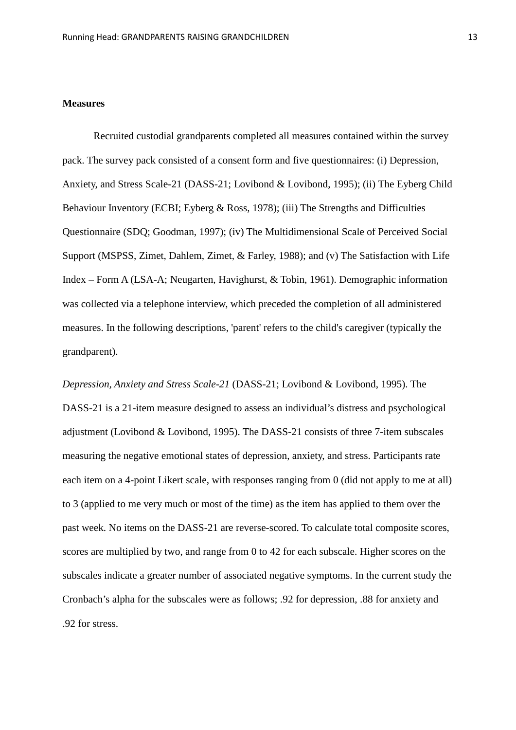**Measures**

Recruited custodial grandparents completed all measures contained within the survey pack. The survey pack consisted of a consent form and five questionnaires: (i) Depression, Anxiety, and Stress Scale-21 (DASS-21; Lovibond & Lovibond, 1995); (ii) The Eyberg Child Behaviour Inventory (ECBI; Eyberg & Ross, 1978); (iii) The Strengths and Difficulties Questionnaire (SDQ; Goodman, 1997); (iv) The Multidimensional Scale of Perceived Social Support (MSPSS, Zimet, Dahlem, Zimet, & Farley, 1988); and (v) The Satisfaction with Life Index – Form A (LSA-A; Neugarten, Havighurst, & Tobin, 1961). Demographic information was collected via a telephone interview, which preceded the completion of all administered measures. In the following descriptions, 'parent' refers to the child's caregiver (typically the grandparent).

*Depression, Anxiety and Stress Scale-21* (DASS-21; Lovibond & Lovibond, 1995). The DASS-21 is a 21-item measure designed to assess an individual's distress and psychological adjustment (Lovibond & Lovibond, 1995). The DASS-21 consists of three 7-item subscales measuring the negative emotional states of depression, anxiety, and stress. Participants rate each item on a 4-point Likert scale, with responses ranging from 0 (did not apply to me at all) to 3 (applied to me very much or most of the time) as the item has applied to them over the past week. No items on the DASS-21 are reverse-scored. To calculate total composite scores, scores are multiplied by two, and range from 0 to 42 for each subscale. Higher scores on the subscales indicate a greater number of associated negative symptoms. In the current study the Cronbach's alpha for the subscales were as follows; .92 for depression, .88 for anxiety and .92 for stress.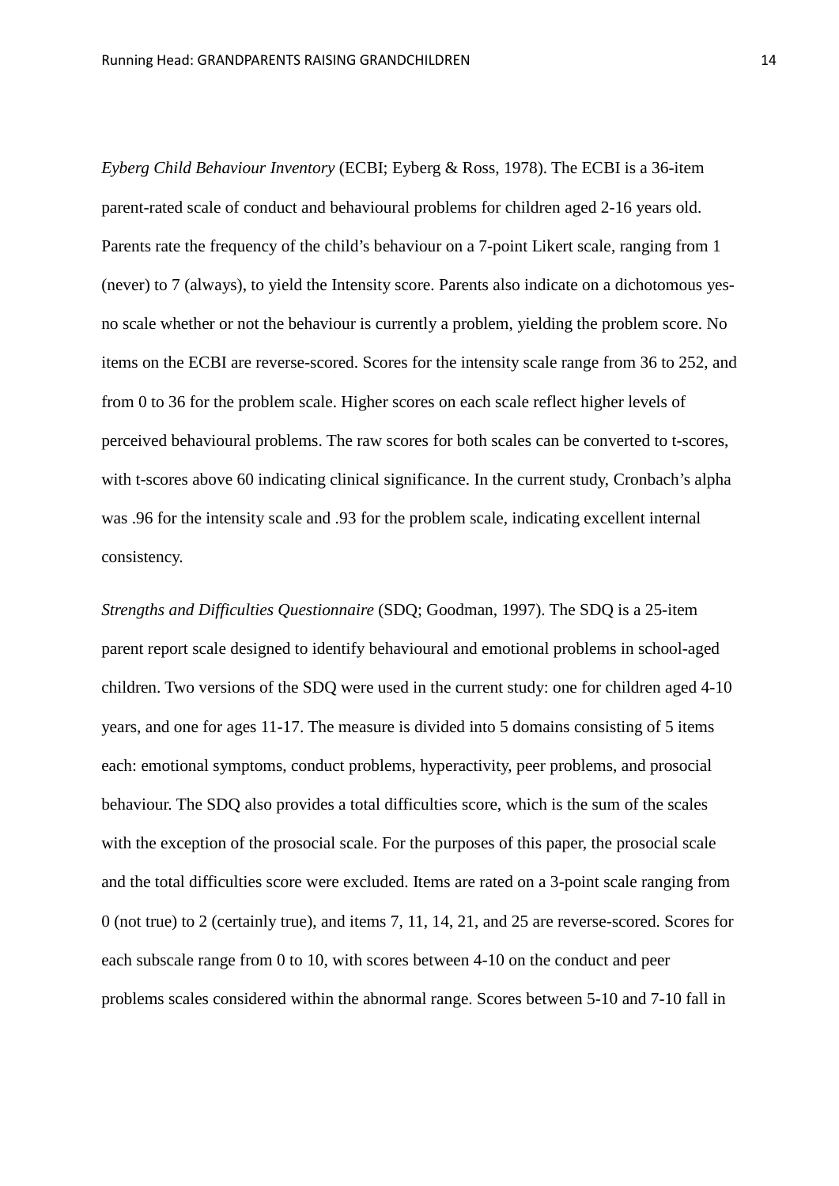*Eyberg Child Behaviour Inventory* (ECBI; Eyberg & Ross, 1978). The ECBI is a 36-item parent-rated scale of conduct and behavioural problems for children aged 2-16 years old. Parents rate the frequency of the child's behaviour on a 7-point Likert scale, ranging from 1 (never) to 7 (always), to yield the Intensity score. Parents also indicate on a dichotomous yes-no scale whether or not the behaviour is currently a problem, yielding the problem score. No items on the ECBI are reverse-scored. Scores for the intensity scale range from 36 to 252, and from 0 to 36 for the problem scale. Higher scores on each scale reflect higher levels of perceived behavioural problems. The raw scores for both scales can be converted to t-scores, with t-scores above 60 indicating clinical significance. In the current study, Cronbach's alpha was .96 for the intensity scale and .93 for the problem scale, indicating excellent internal consistency.

*Strengths and Difficulties Questionnaire* (SDQ; Goodman, 1997). The SDQ is a 25-item parent report scale designed to identify behavioural and emotional problems in school-aged children. Two versions of the SDQ were used in the current study: one for children aged 4-10 years, and one for ages 11-17. The measure is divided into 5 domains consisting of 5 items each: emotional symptoms, conduct problems, hyperactivity, peer problems, and prosocial behaviour. The SDQ also provides a total difficulties score, which is the sum of the scales with the exception of the prosocial scale. For the purposes of this paper, the prosocial scale and the total difficulties score were excluded. Items are rated on a 3-point scale ranging from 0 (not true) to 2 (certainly true), and items 7, 11, 14, 21, and 25 are reverse-scored. Scores for each subscale range from 0 to 10, with scores between 4-10 on the conduct and peer problems scales considered within the abnormal range. Scores between 5-10 and 7-10 fall in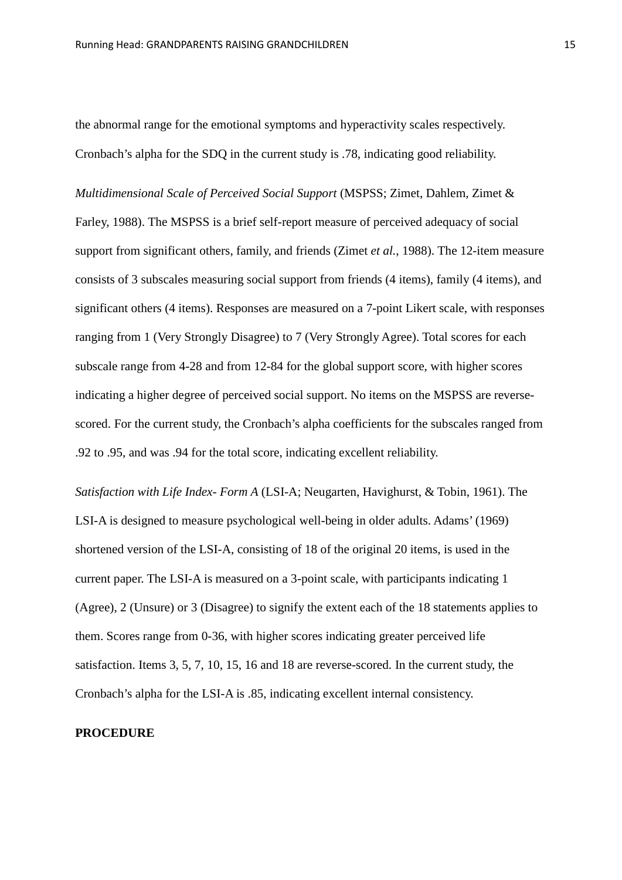the abnormal range for the emotional symptoms and hyperactivity scales respectively. Cronbach's alpha for the SDQ in the current study is .78, indicating good reliability.

*Multidimensional Scale of Perceived Social Support* (MSPSS; Zimet, Dahlem, Zimet & Farley, 1988). The MSPSS is a brief self-report measure of perceived adequacy of social support from significant others, family, and friends (Zimet *et al.*, 1988). The 12-item measure consists of 3 subscales measuring social support from friends (4 items), family (4 items), and significant others (4 items). Responses are measured on a 7-point Likert scale, with responses ranging from 1 (Very Strongly Disagree) to 7 (Very Strongly Agree). Total scores for each subscale range from 4-28 and from 12-84 for the global support score, with higher scores indicating a higher degree of perceived social support. No items on the MSPSS are reverse-scored. For the current study, the Cronbach's alpha coefficients for the subscales ranged from .92 to .95, and was .94 for the total score, indicating excellent reliability.

*Satisfaction with Life Index- Form A* (LSI-A; Neugarten, Havighurst, & Tobin, 1961). The LSI-A is designed to measure psychological well-being in older adults. Adams' (1969) shortened version of the LSI-A, consisting of 18 of the original 20 items, is used in the current paper. The LSI-A is measured on a 3-point scale, with participants indicating 1 (Agree), 2 (Unsure) or 3 (Disagree) to signify the extent each of the 18 statements applies to them. Scores range from 0-36, with higher scores indicating greater perceived life satisfaction. Items 3, 5, 7, 10, 15, 16 and 18 are reverse-scored. In the current study, the Cronbach's alpha for the LSI-A is .85, indicating excellent internal consistency.

**PROCEDURE**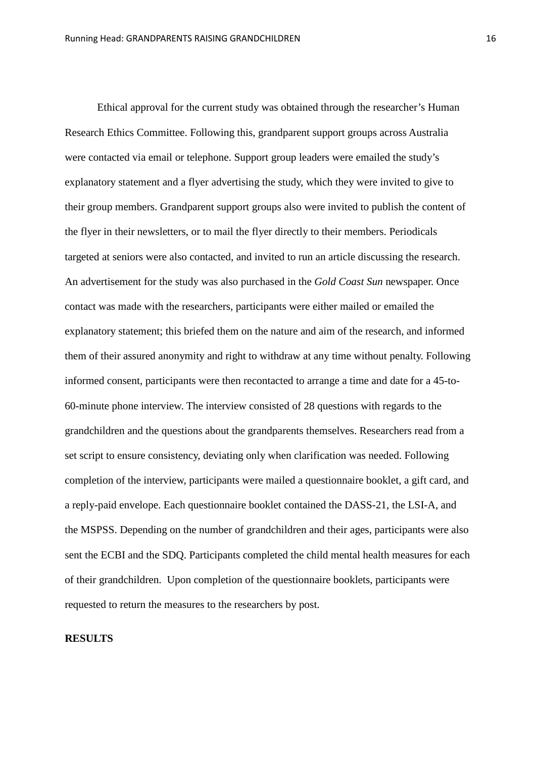Ethical approval for the current study was obtained through the researcher's Human Research Ethics Committee. Following this, grandparent support groups across Australia were contacted via email or telephone. Support group leaders were emailed the study's explanatory statement and a flyer advertising the study, which they were invited to give to their group members. Grandparent support groups also were invited to publish the content of the flyer in their newsletters, or to mail the flyer directly to their members. Periodicals targeted at seniors were also contacted, and invited to run an article discussing the research. An advertisement for the study was also purchased in the *Gold Coast Sun* newspaper. Once contact was made with the researchers, participants were either mailed or emailed the explanatory statement; this briefed them on the nature and aim of the research, and informed them of their assured anonymity and right to withdraw at any time without penalty. Following informed consent, participants were then recontacted to arrange a time and date for a 45-to-60-minute phone interview. The interview consisted of 28 questions with regards to the grandchildren and the questions about the grandparents themselves. Researchers read from a set script to ensure consistency, deviating only when clarification was needed. Following completion of the interview, participants were mailed a questionnaire booklet, a gift card, and a reply-paid envelope. Each questionnaire booklet contained the DASS-21, the LSI-A, and the MSPSS. Depending on the number of grandchildren and their ages, participants were also sent the ECBI and the SDQ. Participants completed the child mental health measures for each of their grandchildren. Upon completion of the questionnaire booklets, participants were requested to return the measures to the researchers by post.

**RESULTS**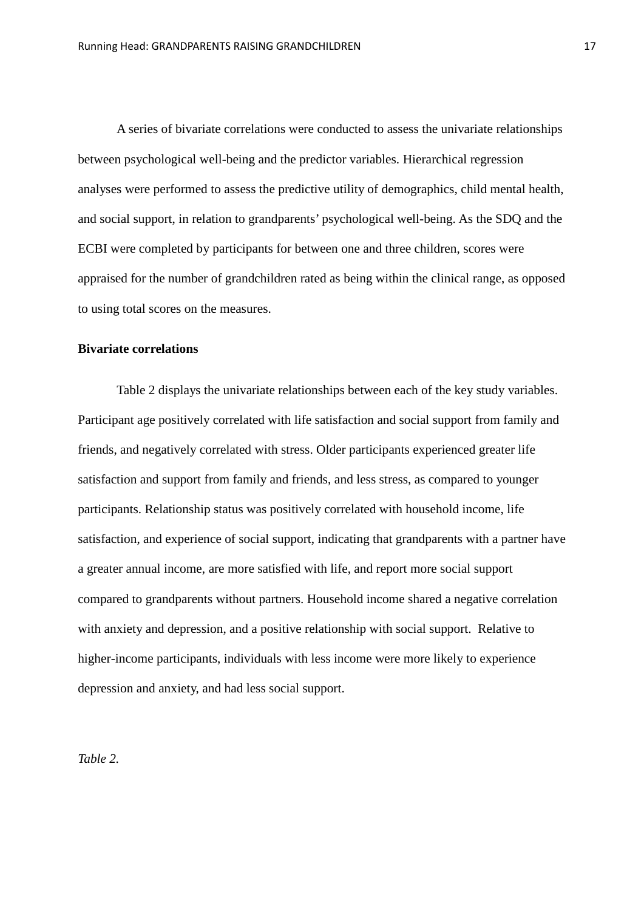A series of bivariate correlations were conducted to assess the univariate relationships between psychological well-being and the predictor variables. Hierarchical regression analyses were performed to assess the predictive utility of demographics, child mental health, and social support, in relation to grandparents' psychological well-being. As the SDQ and the ECBI were completed by participants for between one and three children, scores were appraised for the number of grandchildren rated as being within the clinical range, as opposed to using total scores on the measures.

**Bivariate correlations**

Table 2 displays the univariate relationships between each of the key study variables. Participant age positively correlated with life satisfaction and social support from family and friends, and negatively correlated with stress. Older participants experienced greater life satisfaction and support from family and friends, and less stress, as compared to younger participants. Relationship status was positively correlated with household income, life satisfaction, and experience of social support, indicating that grandparents with a partner have a greater annual income, are more satisfied with life, and report more social support compared to grandparents without partners. Household income shared a negative correlation with anxiety and depression, and a positive relationship with social support. Relative to higher-income participants, individuals with less income were more likely to experience depression and anxiety, and had less social support.

*Table 2.*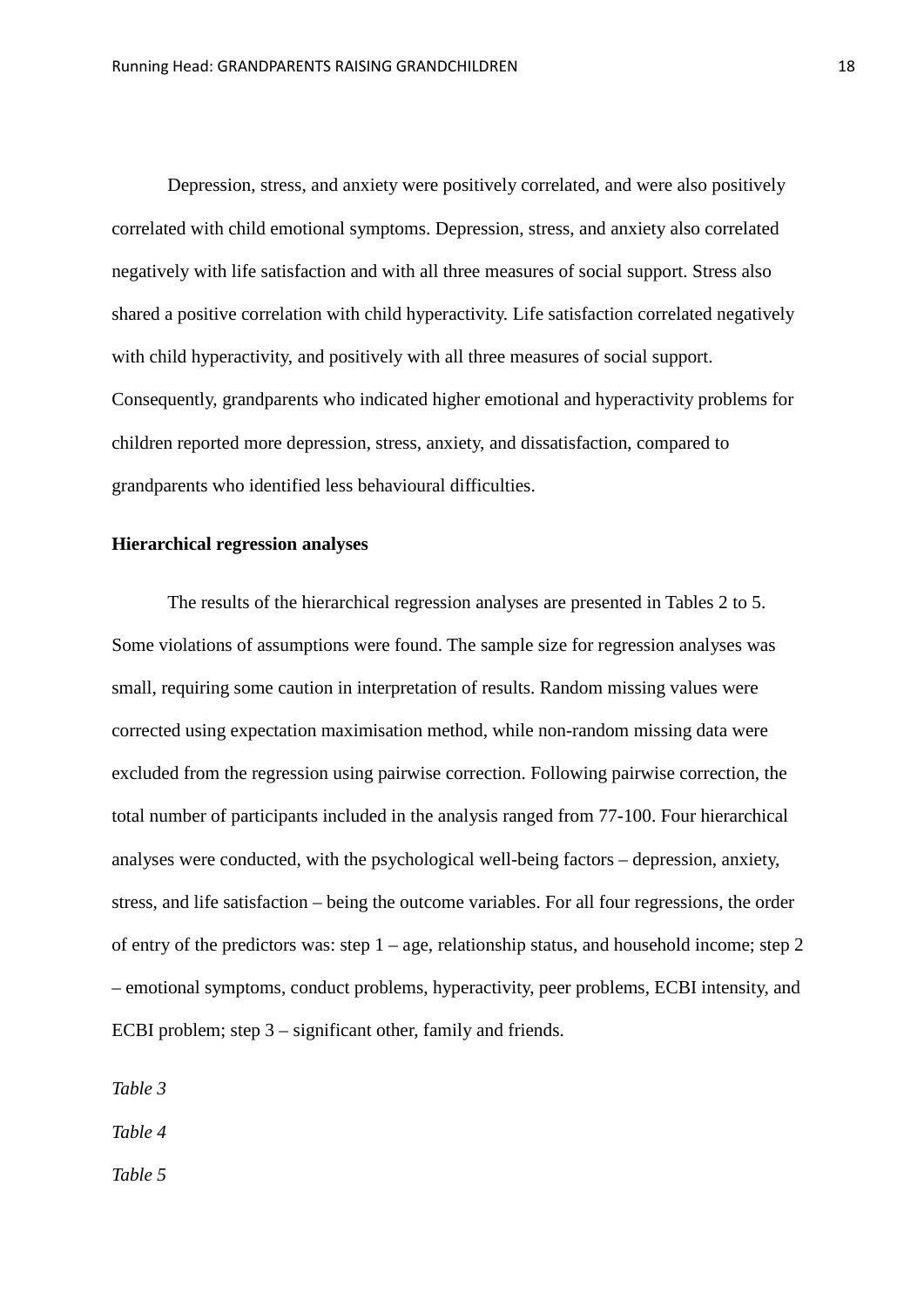Depression, stress, and anxiety were positively correlated, and were also positively correlated with child emotional symptoms. Depression, stress, and anxiety also correlated negatively with life satisfaction and with all three measures of social support. Stress also shared a positive correlation with child hyperactivity. Life satisfaction correlated negatively with child hyperactivity, and positively with all three measures of social support. Consequently, grandparents who indicated higher emotional and hyperactivity problems for children reported more depression, stress, anxiety, and dissatisfaction, compared to grandparents who identified less behavioural difficulties.

**Hierarchical regression analyses**

The results of the hierarchical regression analyses are presented in Tables 2 to 5. Some violations of assumptions were found. The sample size for regression analyses was small, requiring some caution in interpretation of results. Random missing values were corrected using expectation maximisation method, while non-random missing data were excluded from the regression using pairwise correction. Following pairwise correction, the total number of participants included in the analysis ranged from 77-100. Four hierarchical analyses were conducted, with the psychological well-being factors – depression, anxiety, stress, and life satisfaction – being the outcome variables. For all four regressions, the order of entry of the predictors was: step 1 – age, relationship status, and household income; step 2 – emotional symptoms, conduct problems, hyperactivity, peer problems, ECBI intensity, and ECBI problem; step 3 – significant other, family and friends.

*Table 3*

*Table 4*

*Table 5*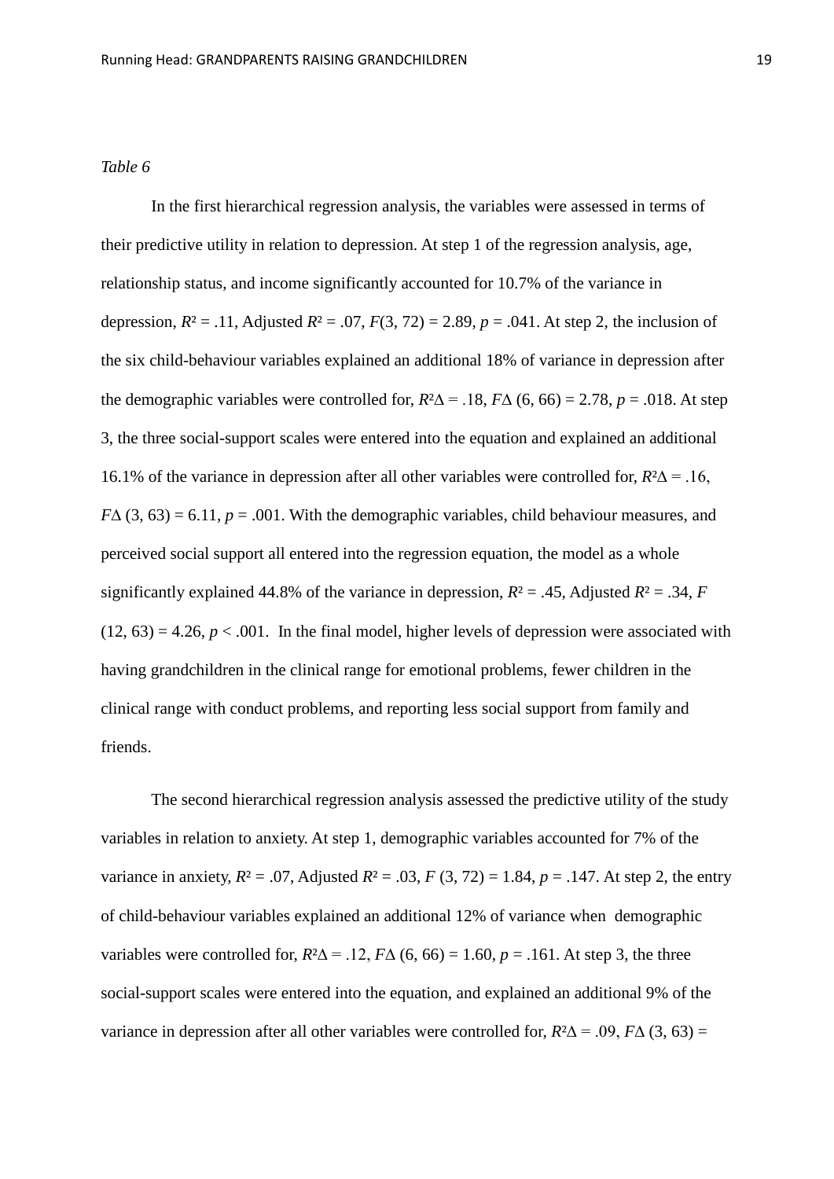*Table 6*

In the first hierarchical regression analysis, the variables were assessed in terms of their predictive utility in relation to depression. At step 1 of the regression analysis, age, relationship status, and income significantly accounted for 10.7% of the variance in depression, $R^2 = .11$, Adjusted $R^2 = .07$, $F(3, 72) = 2.89$, $p = .041$. At step 2, the inclusion of the six child-behaviour variables explained an additional 18% of variance in depression after the demographic variables were controlled for, $R^2\Delta = .18$, $F\Delta$ $(6, 66) = 2.78$, $p = .018$. At step 3, the three social-support scales were entered into the equation and explained an additional 16.1% of the variance in depression after all other variables were controlled for, $R^2\Delta = .16$, $F\Delta$ $(3, 63) = 6.11$, $p = .001$. With the demographic variables, child behaviour measures, and perceived social support all entered into the regression equation, the model as a whole significantly explained 44.8% of the variance in depression, $R^2 = .45$, Adjusted $R^2 = .34$, $F$ $(12, 63) = 4.26$, $p < .001$. In the final model, higher levels of depression were associated with having grandchildren in the clinical range for emotional problems, fewer children in the clinical range with conduct problems, and reporting less social support from family and friends.

The second hierarchical regression analysis assessed the predictive utility of the study variables in relation to anxiety. At step 1, demographic variables accounted for 7% of the variance in anxiety, $R^2 = .07$, Adjusted $R^2 = .03$, $F$ $(3, 72) = 1.84$, $p = .147$. At step 2, the entry of child-behaviour variables explained an additional 12% of variance when demographic variables were controlled for, $R^2\Delta = .12$, $F\Delta$ $(6, 66) = 1.60$, $p = .161$. At step 3, the three social-support scales were entered into the equation, and explained an additional 9% of the variance in depression after all other variables were controlled for, $R^2\Delta = .09$, $F\Delta$ $(3, 63) =$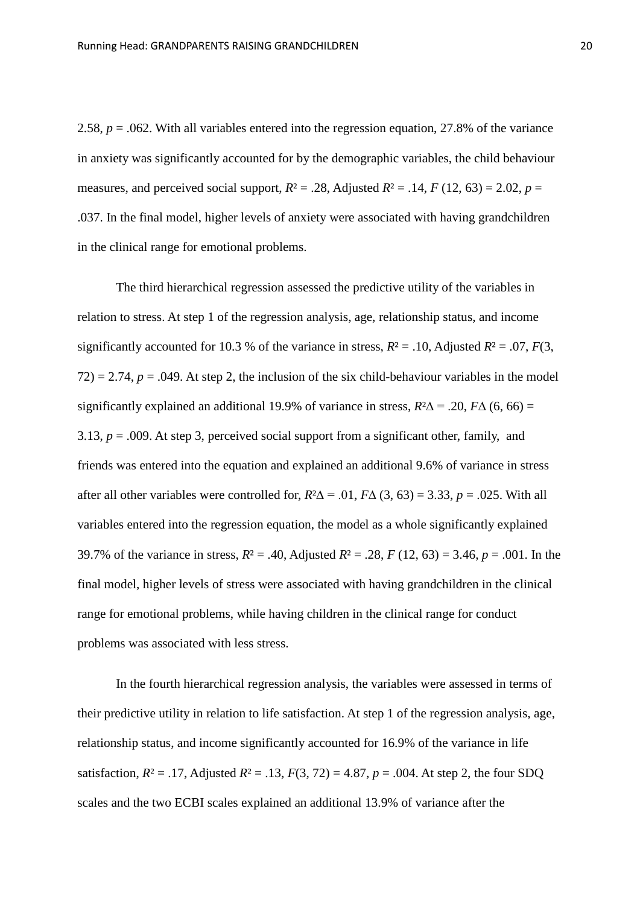2.58, $p = .062$. With all variables entered into the regression equation, 27.8% of the variance in anxiety was significantly accounted for by the demographic variables, the child behaviour measures, and perceived social support, $R^2 = .28$, Adjusted $R^2 = .14$, $F$ (12, 63) = 2.02, $p = .037$. In the final model, higher levels of anxiety were associated with having grandchildren in the clinical range for emotional problems.

The third hierarchical regression assessed the predictive utility of the variables in relation to stress. At step 1 of the regression analysis, age, relationship status, and income significantly accounted for 10.3 % of the variance in stress, $R^2 = .10$, Adjusted $R^2 = .07$, $F(3, 72) = 2.74$, $p = .049$. At step 2, the inclusion of the six child-behaviour variables in the model significantly explained an additional 19.9% of variance in stress, $R^2\Delta = .20$, $F\Delta$ (6, 66) = 3.13, $p = .009$. At step 3, perceived social support from a significant other, family, and friends was entered into the equation and explained an additional 9.6% of variance in stress after all other variables were controlled for, $R^2\Delta = .01$, $F\Delta$ (3, 63) = 3.33, $p = .025$. With all variables entered into the regression equation, the model as a whole significantly explained 39.7% of the variance in stress, $R^2 = .40$, Adjusted $R^2 = .28$, $F$ (12, 63) = 3.46, $p = .001$. In the final model, higher levels of stress were associated with having grandchildren in the clinical range for emotional problems, while having children in the clinical range for conduct problems was associated with less stress.

In the fourth hierarchical regression analysis, the variables were assessed in terms of their predictive utility in relation to life satisfaction. At step 1 of the regression analysis, age, relationship status, and income significantly accounted for 16.9% of the variance in life satisfaction, $R^2 = .17$, Adjusted $R^2 = .13$, $F(3, 72) = 4.87$, $p = .004$. At step 2, the four SDQ scales and the two ECBI scales explained an additional 13.9% of variance after the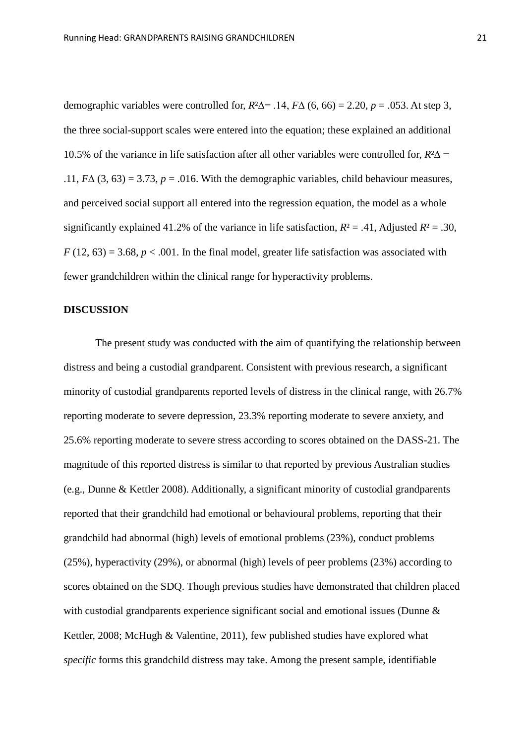demographic variables were controlled for, $R^2\Delta = .14$, $F\Delta\ (6, 66) = 2.20$, $p = .053$. At step 3, the three social-support scales were entered into the equation; these explained an additional 10.5% of the variance in life satisfaction after all other variables were controlled for, $R^2\Delta = .11$, $F\Delta\ (3, 63) = 3.73$, $p = .016$. With the demographic variables, child behaviour measures, and perceived social support all entered into the regression equation, the model as a whole significantly explained 41.2% of the variance in life satisfaction, $R^2 = .41$, Adjusted $R^2 = .30$, $F\ (12, 63) = 3.68$, $p < .001$. In the final model, greater life satisfaction was associated with fewer grandchildren within the clinical range for hyperactivity problems.

**DISCUSSION**

The present study was conducted with the aim of quantifying the relationship between distress and being a custodial grandparent. Consistent with previous research, a significant minority of custodial grandparents reported levels of distress in the clinical range, with 26.7% reporting moderate to severe depression, 23.3% reporting moderate to severe anxiety, and 25.6% reporting moderate to severe stress according to scores obtained on the DASS-21. The magnitude of this reported distress is similar to that reported by previous Australian studies (e.g., Dunne & Kettler 2008). Additionally, a significant minority of custodial grandparents reported that their grandchild had emotional or behavioural problems, reporting that their grandchild had abnormal (high) levels of emotional problems (23%), conduct problems (25%), hyperactivity (29%), or abnormal (high) levels of peer problems (23%) according to scores obtained on the SDQ. Though previous studies have demonstrated that children placed with custodial grandparents experience significant social and emotional issues (Dunne & Kettler, 2008; McHugh & Valentine, 2011), few published studies have explored what *specific* forms this grandchild distress may take. Among the present sample, identifiable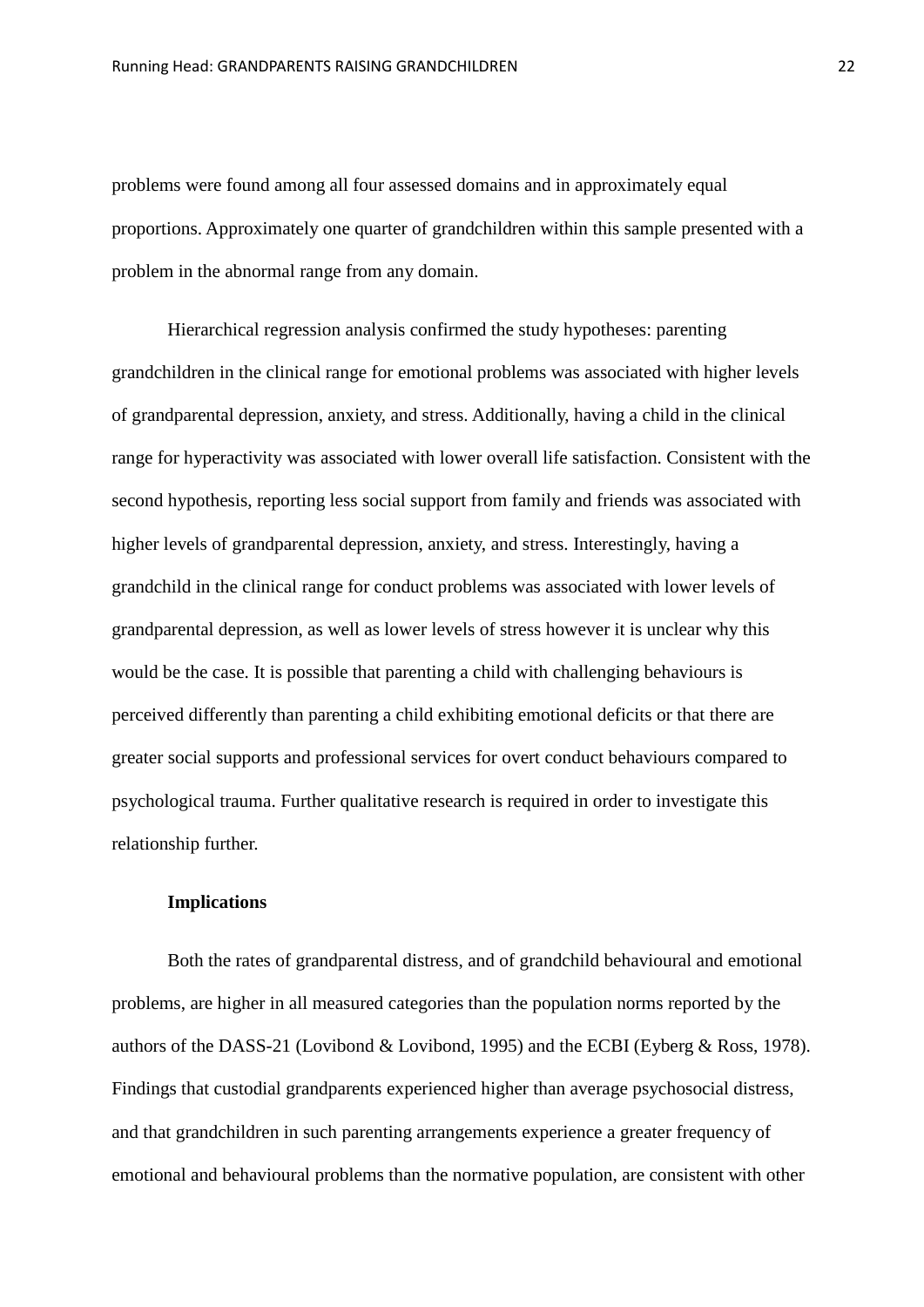problems were found among all four assessed domains and in approximately equal proportions. Approximately one quarter of grandchildren within this sample presented with a problem in the abnormal range from any domain.

Hierarchical regression analysis confirmed the study hypotheses: parenting grandchildren in the clinical range for emotional problems was associated with higher levels of grandparental depression, anxiety, and stress. Additionally, having a child in the clinical range for hyperactivity was associated with lower overall life satisfaction. Consistent with the second hypothesis, reporting less social support from family and friends was associated with higher levels of grandparental depression, anxiety, and stress. Interestingly, having a grandchild in the clinical range for conduct problems was associated with lower levels of grandparental depression, as well as lower levels of stress however it is unclear why this would be the case. It is possible that parenting a child with challenging behaviours is perceived differently than parenting a child exhibiting emotional deficits or that there are greater social supports and professional services for overt conduct behaviours compared to psychological trauma. Further qualitative research is required in order to investigate this relationship further.

**Implications**

Both the rates of grandparental distress, and of grandchild behavioural and emotional problems, are higher in all measured categories than the population norms reported by the authors of the DASS-21 (Lovibond & Lovibond, 1995) and the ECBI (Eyberg & Ross, 1978). Findings that custodial grandparents experienced higher than average psychosocial distress, and that grandchildren in such parenting arrangements experience a greater frequency of emotional and behavioural problems than the normative population, are consistent with other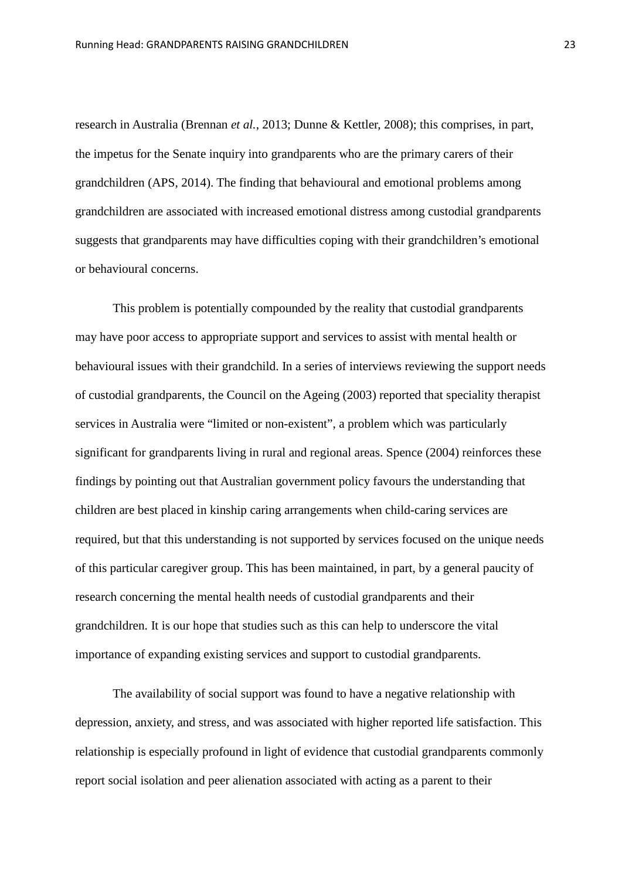research in Australia (Brennan *et al.*, 2013; Dunne & Kettler, 2008); this comprises, in part, the impetus for the Senate inquiry into grandparents who are the primary carers of their grandchildren (APS, 2014). The finding that behavioural and emotional problems among grandchildren are associated with increased emotional distress among custodial grandparents suggests that grandparents may have difficulties coping with their grandchildren's emotional or behavioural concerns.

This problem is potentially compounded by the reality that custodial grandparents may have poor access to appropriate support and services to assist with mental health or behavioural issues with their grandchild. In a series of interviews reviewing the support needs of custodial grandparents, the Council on the Ageing (2003) reported that speciality therapist services in Australia were "limited or non-existent", a problem which was particularly significant for grandparents living in rural and regional areas. Spence (2004) reinforces these findings by pointing out that Australian government policy favours the understanding that children are best placed in kinship caring arrangements when child-caring services are required, but that this understanding is not supported by services focused on the unique needs of this particular caregiver group. This has been maintained, in part, by a general paucity of research concerning the mental health needs of custodial grandparents and their grandchildren. It is our hope that studies such as this can help to underscore the vital importance of expanding existing services and support to custodial grandparents.

The availability of social support was found to have a negative relationship with depression, anxiety, and stress, and was associated with higher reported life satisfaction. This relationship is especially profound in light of evidence that custodial grandparents commonly report social isolation and peer alienation associated with acting as a parent to their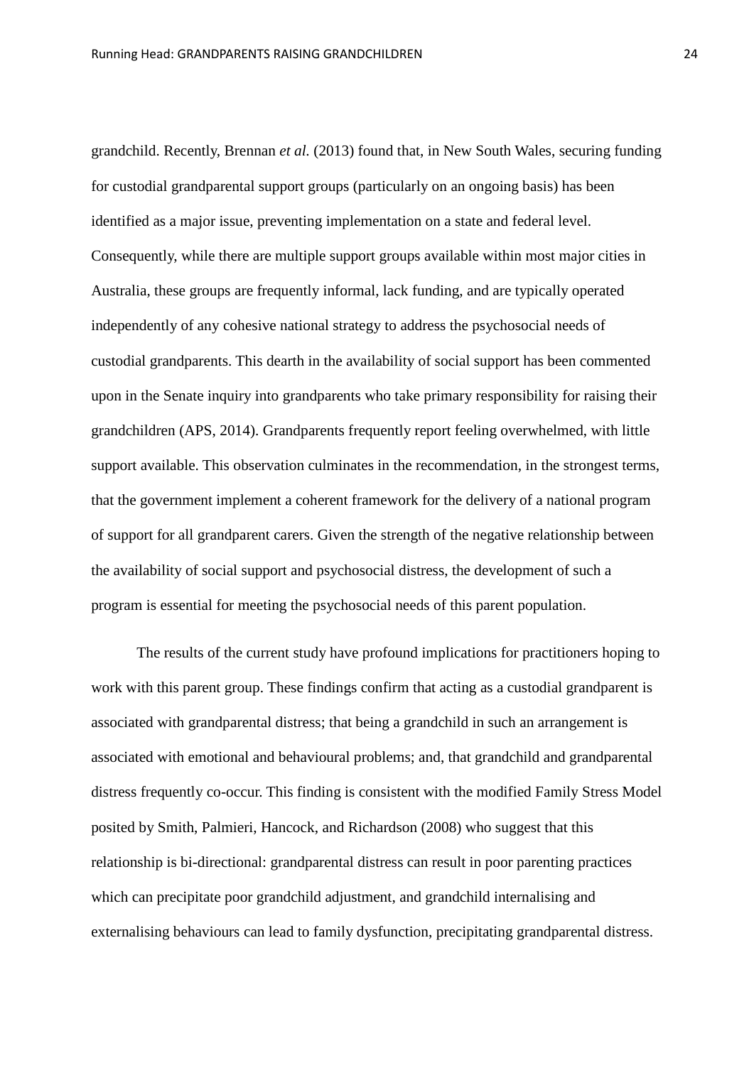grandchild. Recently, Brennan *et al.* (2013) found that, in New South Wales, securing funding for custodial grandparental support groups (particularly on an ongoing basis) has been identified as a major issue, preventing implementation on a state and federal level. Consequently, while there are multiple support groups available within most major cities in Australia, these groups are frequently informal, lack funding, and are typically operated independently of any cohesive national strategy to address the psychosocial needs of custodial grandparents. This dearth in the availability of social support has been commented upon in the Senate inquiry into grandparents who take primary responsibility for raising their grandchildren (APS, 2014). Grandparents frequently report feeling overwhelmed, with little support available. This observation culminates in the recommendation, in the strongest terms, that the government implement a coherent framework for the delivery of a national program of support for all grandparent carers. Given the strength of the negative relationship between the availability of social support and psychosocial distress, the development of such a program is essential for meeting the psychosocial needs of this parent population.

The results of the current study have profound implications for practitioners hoping to work with this parent group. These findings confirm that acting as a custodial grandparent is associated with grandparental distress; that being a grandchild in such an arrangement is associated with emotional and behavioural problems; and, that grandchild and grandparental distress frequently co-occur. This finding is consistent with the modified Family Stress Model posited by Smith, Palmieri, Hancock, and Richardson (2008) who suggest that this relationship is bi-directional: grandparental distress can result in poor parenting practices which can precipitate poor grandchild adjustment, and grandchild internalising and externalising behaviours can lead to family dysfunction, precipitating grandparental distress.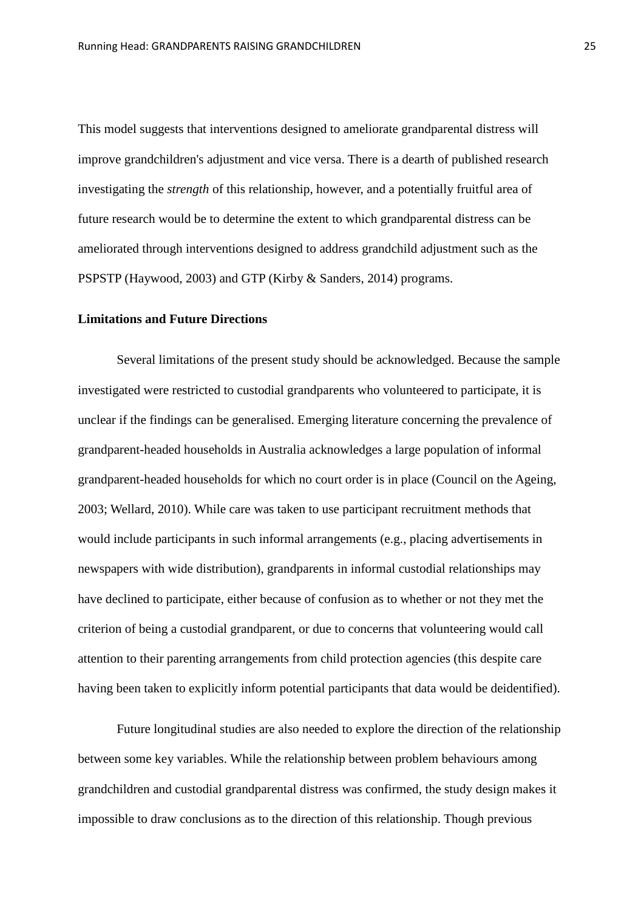This model suggests that interventions designed to ameliorate grandparental distress will improve grandchildren's adjustment and vice versa. There is a dearth of published research investigating the *strength* of this relationship, however, and a potentially fruitful area of future research would be to determine the extent to which grandparental distress can be ameliorated through interventions designed to address grandchild adjustment such as the PSPSTP (Haywood, 2003) and GTP (Kirby & Sanders, 2014) programs.

**Limitations and Future Directions**

Several limitations of the present study should be acknowledged. Because the sample investigated were restricted to custodial grandparents who volunteered to participate, it is unclear if the findings can be generalised. Emerging literature concerning the prevalence of grandparent-headed households in Australia acknowledges a large population of informal grandparent-headed households for which no court order is in place (Council on the Ageing, 2003; Wellard, 2010). While care was taken to use participant recruitment methods that would include participants in such informal arrangements (e.g., placing advertisements in newspapers with wide distribution), grandparents in informal custodial relationships may have declined to participate, either because of confusion as to whether or not they met the criterion of being a custodial grandparent, or due to concerns that volunteering would call attention to their parenting arrangements from child protection agencies (this despite care having been taken to explicitly inform potential participants that data would be deidentified).

Future longitudinal studies are also needed to explore the direction of the relationship between some key variables. While the relationship between problem behaviours among grandchildren and custodial grandparental distress was confirmed, the study design makes it impossible to draw conclusions as to the direction of this relationship. Though previous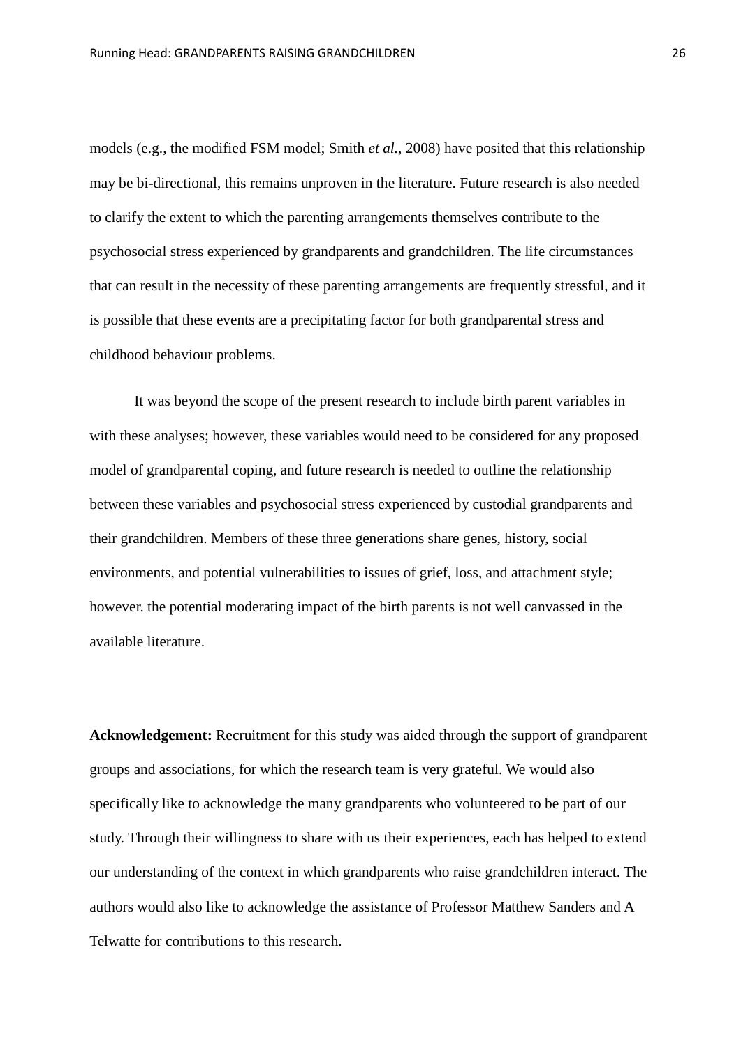models (e.g., the modified FSM model; Smith *et al.*, 2008) have posited that this relationship may be bi-directional, this remains unproven in the literature. Future research is also needed to clarify the extent to which the parenting arrangements themselves contribute to the psychosocial stress experienced by grandparents and grandchildren. The life circumstances that can result in the necessity of these parenting arrangements are frequently stressful, and it is possible that these events are a precipitating factor for both grandparental stress and childhood behaviour problems.

It was beyond the scope of the present research to include birth parent variables in with these analyses; however, these variables would need to be considered for any proposed model of grandparental coping, and future research is needed to outline the relationship between these variables and psychosocial stress experienced by custodial grandparents and their grandchildren. Members of these three generations share genes, history, social environments, and potential vulnerabilities to issues of grief, loss, and attachment style; however. the potential moderating impact of the birth parents is not well canvassed in the available literature.

**Acknowledgement:** Recruitment for this study was aided through the support of grandparent groups and associations, for which the research team is very grateful. We would also specifically like to acknowledge the many grandparents who volunteered to be part of our study. Through their willingness to share with us their experiences, each has helped to extend our understanding of the context in which grandparents who raise grandchildren interact. The authors would also like to acknowledge the assistance of Professor Matthew Sanders and A Telwatte for contributions to this research.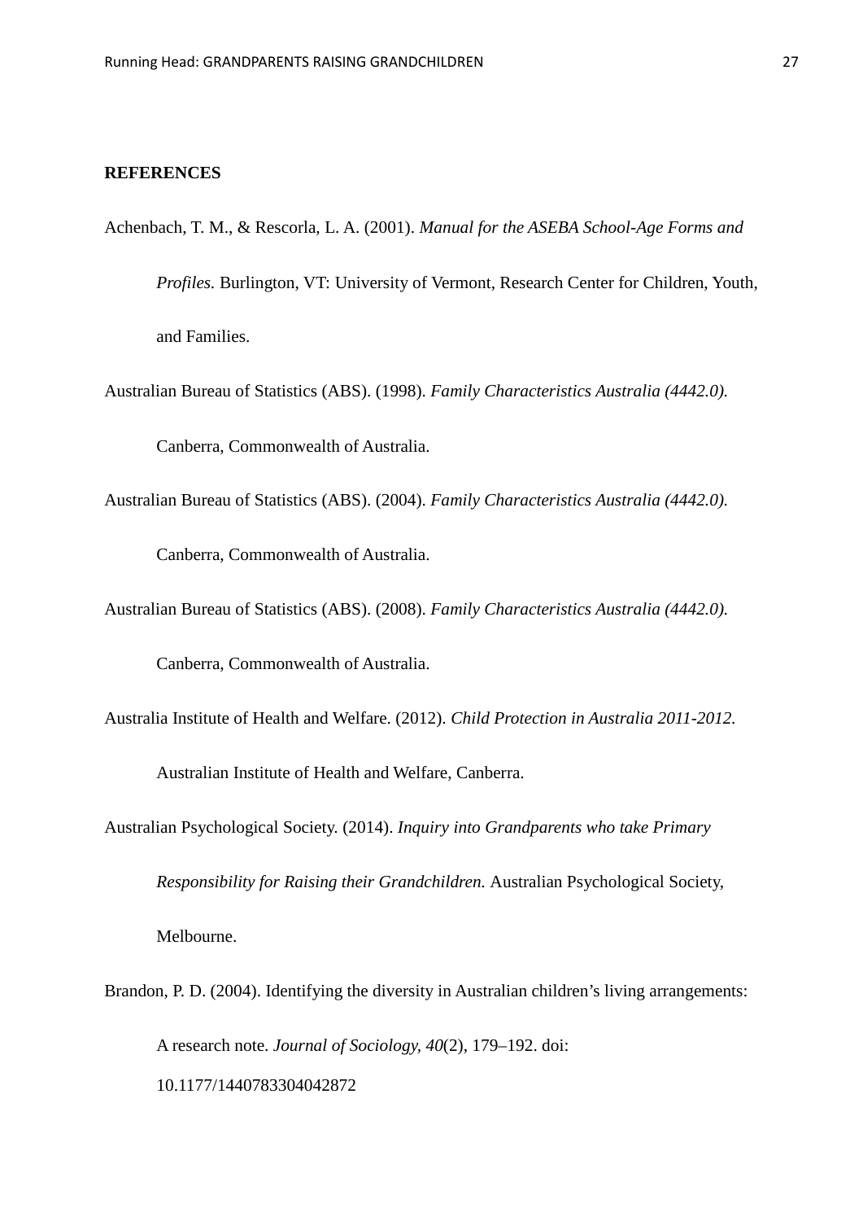**REFERENCES**

Achenbach, T. M., & Rescorla, L. A. (2001). *Manual for the ASEBA School-Age Forms and Profiles.* Burlington, VT: University of Vermont, Research Center for Children, Youth, and Families.

Australian Bureau of Statistics (ABS). (1998). *Family Characteristics Australia (4442.0).* Canberra, Commonwealth of Australia.

Australian Bureau of Statistics (ABS). (2004). *Family Characteristics Australia (4442.0).* Canberra, Commonwealth of Australia.

Australian Bureau of Statistics (ABS). (2008). *Family Characteristics Australia (4442.0).* Canberra, Commonwealth of Australia.

Australia Institute of Health and Welfare. (2012). *Child Protection in Australia 2011-2012.* Australian Institute of Health and Welfare, Canberra.

Australian Psychological Society. (2014). *Inquiry into Grandparents who take Primary Responsibility for Raising their Grandchildren.* Australian Psychological Society, Melbourne.

Brandon, P. D. (2004). Identifying the diversity in Australian children's living arrangements: A research note. *Journal of Sociology, 40*(2), 179–192. doi: 10.1177/1440783304042872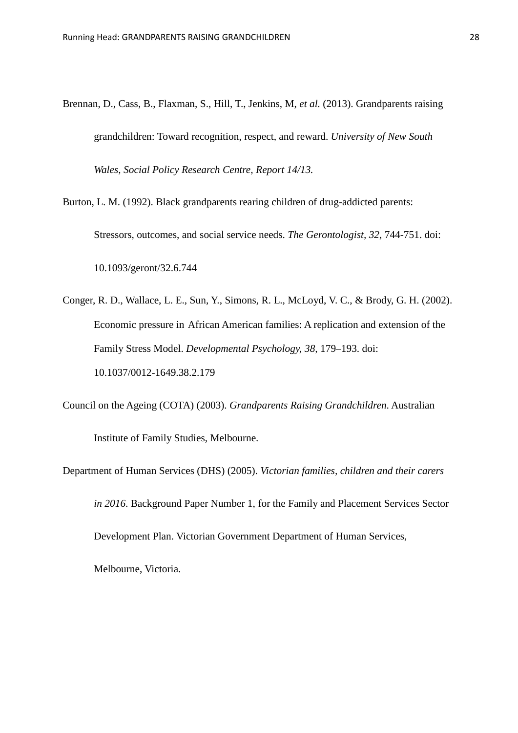Brennan, D., Cass, B., Flaxman, S., Hill, T., Jenkins, M, *et al.* (2013). Grandparents raising grandchildren: Toward recognition, respect, and reward. *University of New South Wales, Social Policy Research Centre, Report 14/13.*

Burton, L. M. (1992). Black grandparents rearing children of drug-addicted parents: Stressors, outcomes, and social service needs. *The Gerontologist, 32,* 744-751. doi: 10.1093/geront/32.6.744

Conger, R. D., Wallace, L. E., Sun, Y., Simons, R. L., McLoyd, V. C., & Brody, G. H. (2002). Economic pressure in African American families: A replication and extension of the Family Stress Model. *Developmental Psychology, 38,* 179–193. doi: 10.1037/0012-1649.38.2.179

Council on the Ageing (COTA) (2003). *Grandparents Raising Grandchildren*. Australian Institute of Family Studies, Melbourne.

Department of Human Services (DHS) (2005). *Victorian families, children and their carers in 2016*. Background Paper Number 1, for the Family and Placement Services Sector Development Plan. Victorian Government Department of Human Services, Melbourne, Victoria.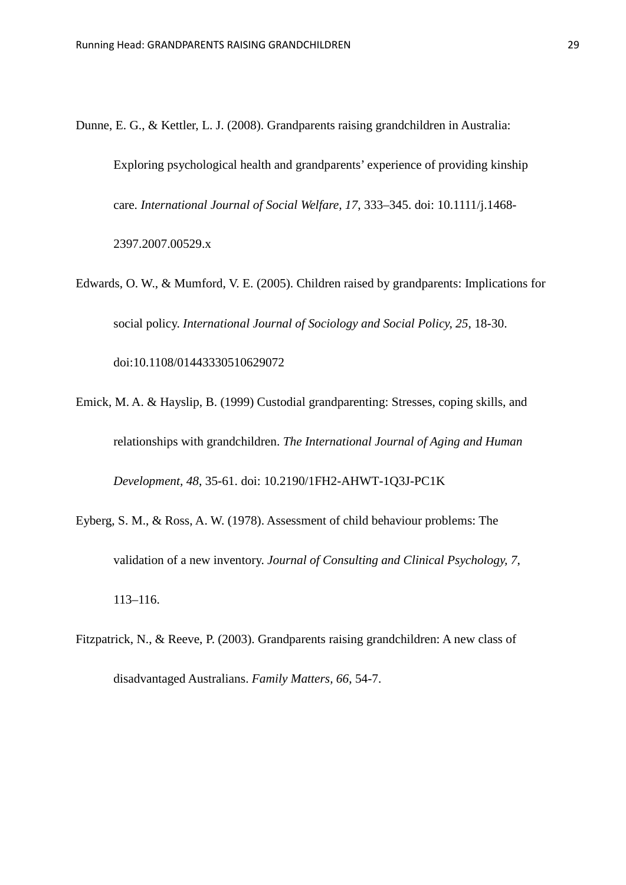Dunne, E. G., & Kettler, L. J. (2008). Grandparents raising grandchildren in Australia: Exploring psychological health and grandparents' experience of providing kinship care. *International Journal of Social Welfare, 17*, 333–345. doi: 10.1111/j.1468-2397.2007.00529.x

Edwards, O. W., & Mumford, V. E. (2005). Children raised by grandparents: Implications for social policy. *International Journal of Sociology and Social Policy, 25*, 18-30. doi:10.1108/01443330510629072

Emick, M. A. & Hayslip, B. (1999) Custodial grandparenting: Stresses, coping skills, and relationships with grandchildren. *The International Journal of Aging and Human Development, 48*, 35-61. doi: 10.2190/1FH2-AHWT-1Q3J-PC1K

Eyberg, S. M., & Ross, A. W. (1978). Assessment of child behaviour problems: The validation of a new inventory. *Journal of Consulting and Clinical Psychology, 7*, 113–116.

Fitzpatrick, N., & Reeve, P. (2003). Grandparents raising grandchildren: A new class of disadvantaged Australians. *Family Matters, 66*, 54-7.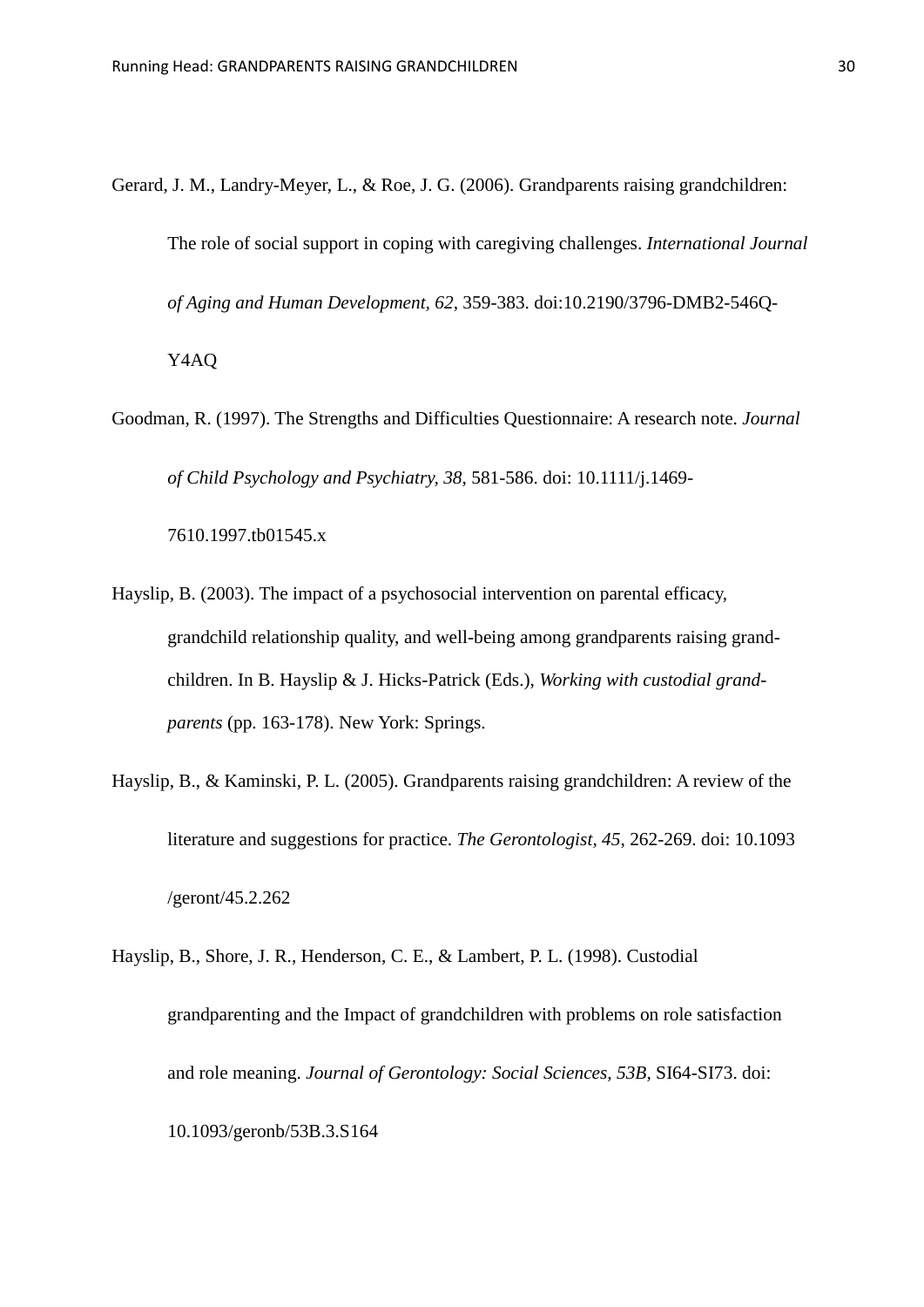Gerard, J. M., Landry-Meyer, L., & Roe, J. G. (2006). Grandparents raising grandchildren: The role of social support in coping with caregiving challenges. *International Journal of Aging and Human Development*, *62*, 359-383. doi:10.2190/3796-DMB2-546Q-Y4AQ

Goodman, R. (1997). The Strengths and Difficulties Questionnaire: A research note. *Journal of Child Psychology and Psychiatry*, *38*, 581-586. doi: 10.1111/j.1469-7610.1997.tb01545.x

Hayslip, B. (2003). The impact of a psychosocial intervention on parental efficacy, grandchild relationship quality, and well-being among grandparents raising grand-children. In B. Hayslip & J. Hicks-Patrick (Eds.), *Working with custodial grand-parents* (pp. 163-178). New York: Springs.

Hayslip, B., & Kaminski, P. L. (2005). Grandparents raising grandchildren: A review of the literature and suggestions for practice. *The Gerontologist*, *45*, 262-269. doi: 10.1093 /geront/45.2.262

Hayslip, B., Shore, J. R., Henderson, C. E., & Lambert, P. L. (1998). Custodial grandparenting and the Impact of grandchildren with problems on role satisfaction and role meaning. *Journal of Gerontology: Social Sciences*, *53B*, SI64-SI73. doi: 10.1093/geronb/53B.3.S164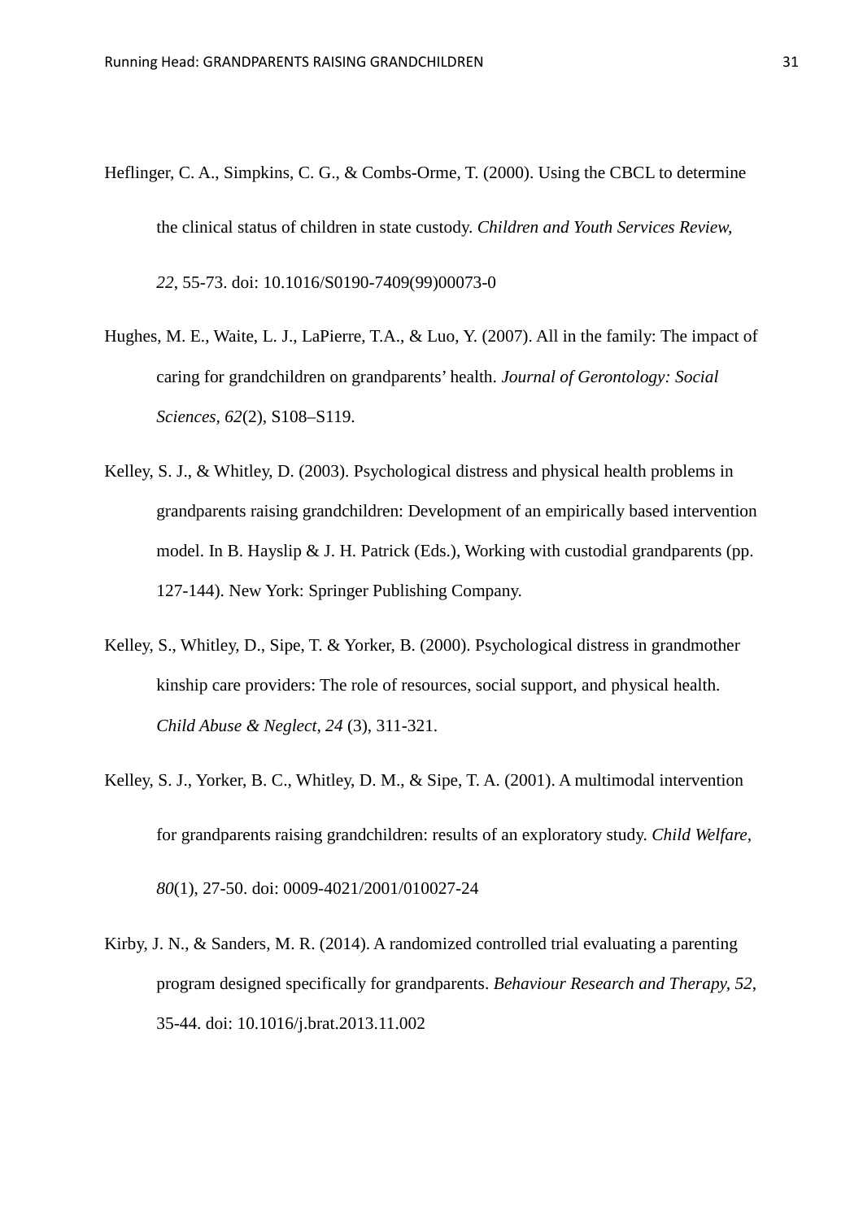Heflinger, C. A., Simpkins, C. G., & Combs-Orme, T. (2000). Using the CBCL to determine the clinical status of children in state custody. *Children and Youth Services Review, 22*, 55-73. doi: 10.1016/S0190-7409(99)00073-0

Hughes, M. E., Waite, L. J., LaPierre, T.A., & Luo, Y. (2007). All in the family: The impact of caring for grandchildren on grandparents' health. *Journal of Gerontology: Social Sciences, 62*(2), S108–S119.

Kelley, S. J., & Whitley, D. (2003). Psychological distress and physical health problems in grandparents raising grandchildren: Development of an empirically based intervention model. In B. Hayslip & J. H. Patrick (Eds.), Working with custodial grandparents (pp. 127-144). New York: Springer Publishing Company.

Kelley, S., Whitley, D., Sipe, T. & Yorker, B. (2000). Psychological distress in grandmother kinship care providers: The role of resources, social support, and physical health. *Child Abuse & Neglect, 24* (3), 311-321.

Kelley, S. J., Yorker, B. C., Whitley, D. M., & Sipe, T. A. (2001). A multimodal intervention for grandparents raising grandchildren: results of an exploratory study. *Child Welfare, 80*(1), 27-50. doi: 0009-4021/2001/010027-24

Kirby, J. N., & Sanders, M. R. (2014). A randomized controlled trial evaluating a parenting program designed specifically for grandparents. *Behaviour Research and Therapy, 52*, 35-44. doi: 10.1016/j.brat.2013.11.002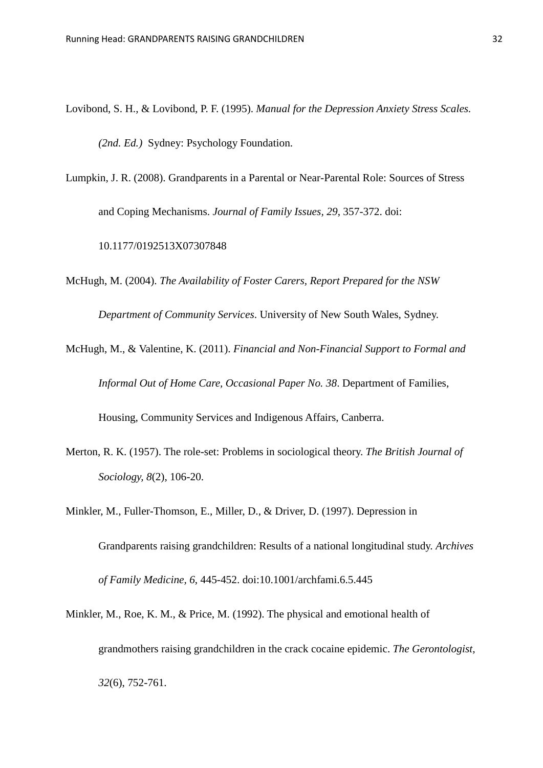Lovibond, S. H., & Lovibond, P. F. (1995). *Manual for the Depression Anxiety Stress Scales. (2nd. Ed.)* Sydney: Psychology Foundation.

Lumpkin, J. R. (2008). Grandparents in a Parental or Near-Parental Role: Sources of Stress and Coping Mechanisms. *Journal of Family Issues, 29*, 357-372. doi: 10.1177/0192513X07307848

McHugh, M. (2004). *The Availability of Foster Carers, Report Prepared for the NSW Department of Community Services*. University of New South Wales, Sydney.

McHugh, M., & Valentine, K. (2011). *Financial and Non-Financial Support to Formal and Informal Out of Home Care, Occasional Paper No. 38*. Department of Families, Housing, Community Services and Indigenous Affairs, Canberra.

Merton, R. K. (1957). The role-set: Problems in sociological theory. *The British Journal of Sociology, 8*(2), 106-20.

Minkler, M., Fuller-Thomson, E., Miller, D., & Driver, D. (1997). Depression in Grandparents raising grandchildren: Results of a national longitudinal study. *Archives of Family Medicine, 6*, 445-452. doi:10.1001/archfami.6.5.445

Minkler, M., Roe, K. M., & Price, M. (1992). The physical and emotional health of grandmothers raising grandchildren in the crack cocaine epidemic. *The Gerontologist, 32*(6), 752-761.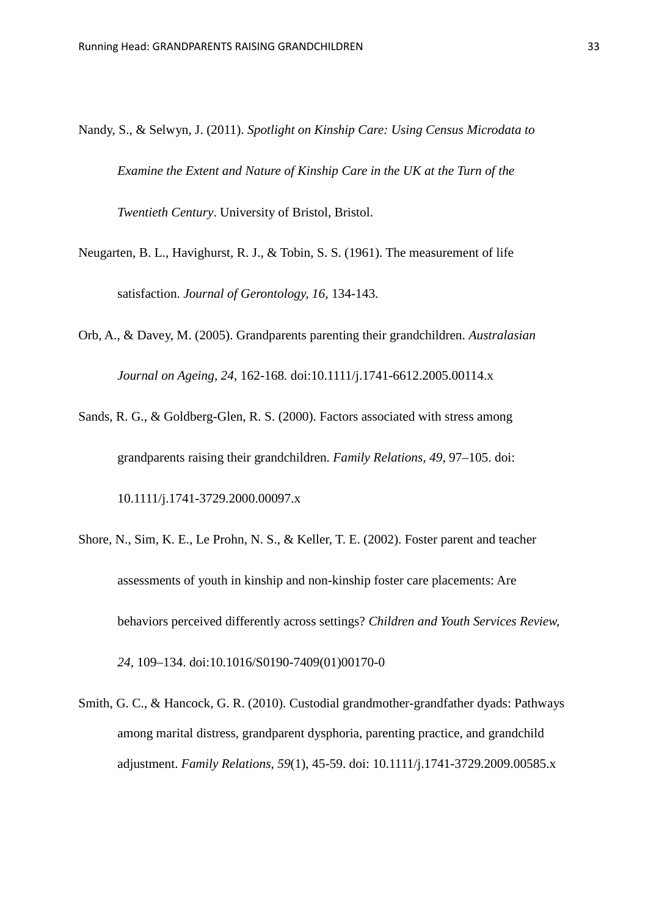Nandy, S., & Selwyn, J. (2011). *Spotlight on Kinship Care: Using Census Microdata to Examine the Extent and Nature of Kinship Care in the UK at the Turn of the Twentieth Century*. University of Bristol, Bristol.

Neugarten, B. L., Havighurst, R. J., & Tobin, S. S. (1961). The measurement of life satisfaction. *Journal of Gerontology, 16*, 134-143.

Orb, A., & Davey, M. (2005). Grandparents parenting their grandchildren. *Australasian Journal on Ageing, 24*, 162-168. doi:10.1111/j.1741-6612.2005.00114.x

Sands, R. G., & Goldberg-Glen, R. S. (2000). Factors associated with stress among grandparents raising their grandchildren. *Family Relations, 49*, 97–105. doi: 10.1111/j.1741-3729.2000.00097.x

Shore, N., Sim, K. E., Le Prohn, N. S., & Keller, T. E. (2002). Foster parent and teacher assessments of youth in kinship and non-kinship foster care placements: Are behaviors perceived differently across settings? *Children and Youth Services Review, 24*, 109–134. doi:10.1016/S0190-7409(01)00170-0

Smith, G. C., & Hancock, G. R. (2010). Custodial grandmother-grandfather dyads: Pathways among marital distress, grandparent dysphoria, parenting practice, and grandchild adjustment. *Family Relations, 59*(1), 45-59. doi: 10.1111/j.1741-3729.2009.00585.x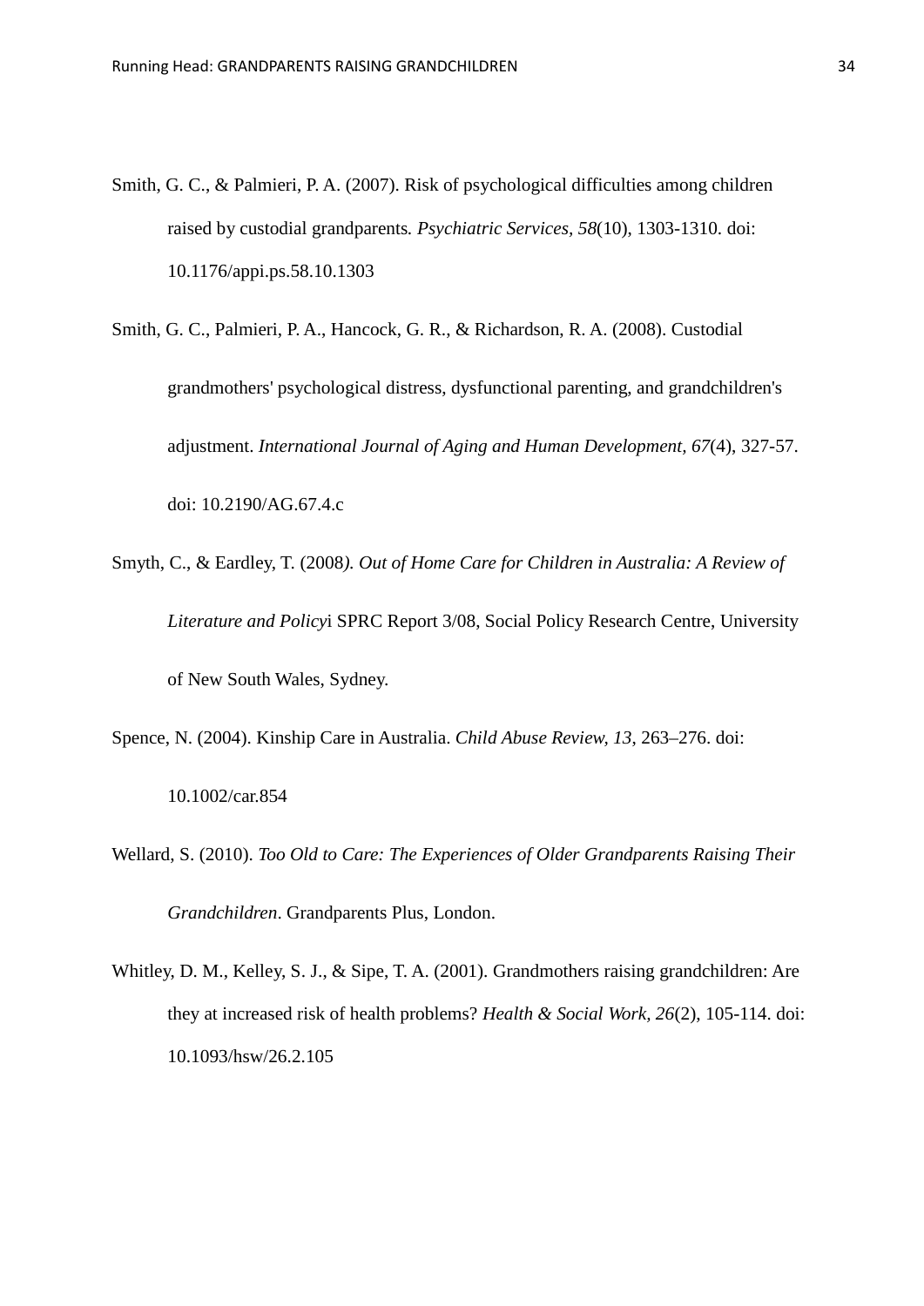Smith, G. C., & Palmieri, P. A. (2007). Risk of psychological difficulties among children raised by custodial grandparents*. Psychiatric Services*, *58*(10), 1303-1310. doi: 10.1176/appi.ps.58.10.1303

Smith, G. C., Palmieri, P. A., Hancock, G. R., & Richardson, R. A. (2008). Custodial grandmothers' psychological distress, dysfunctional parenting, and grandchildren's adjustment. *International Journal of Aging and Human Development, 67*(4), 327-57. doi: 10.2190/AG.67.4.c

Smyth, C., & Eardley, T. (2008*). Out of Home Care for Children in Australia: A Review of Literature and Policy*i SPRC Report 3/08, Social Policy Research Centre, University of New South Wales, Sydney.

Spence, N. (2004). Kinship Care in Australia. *Child Abuse Review, 13*, 263–276. doi: 10.1002/car.854

Wellard, S. (2010). *Too Old to Care: The Experiences of Older Grandparents Raising Their Grandchildren*. Grandparents Plus, London.

Whitley, D. M., Kelley, S. J., & Sipe, T. A. (2001). Grandmothers raising grandchildren: Are they at increased risk of health problems? *Health & Social Work, 26*(2), 105-114. doi: 10.1093/hsw/26.2.105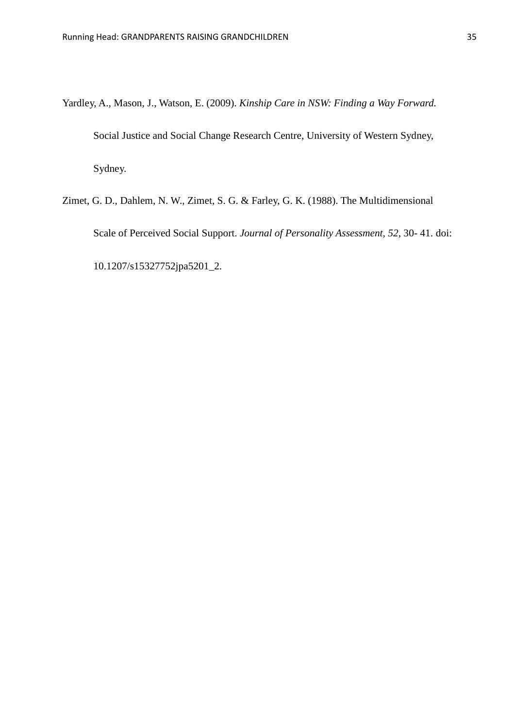Yardley, A., Mason, J., Watson, E. (2009). *Kinship Care in NSW: Finding a Way Forward.* Social Justice and Social Change Research Centre, University of Western Sydney, Sydney.

Zimet, G. D., Dahlem, N. W., Zimet, S. G. & Farley, G. K. (1988). The Multidimensional Scale of Perceived Social Support. *Journal of Personality Assessment, 52*, 30- 41. doi: 10.1207/s15327752jpa5201_2.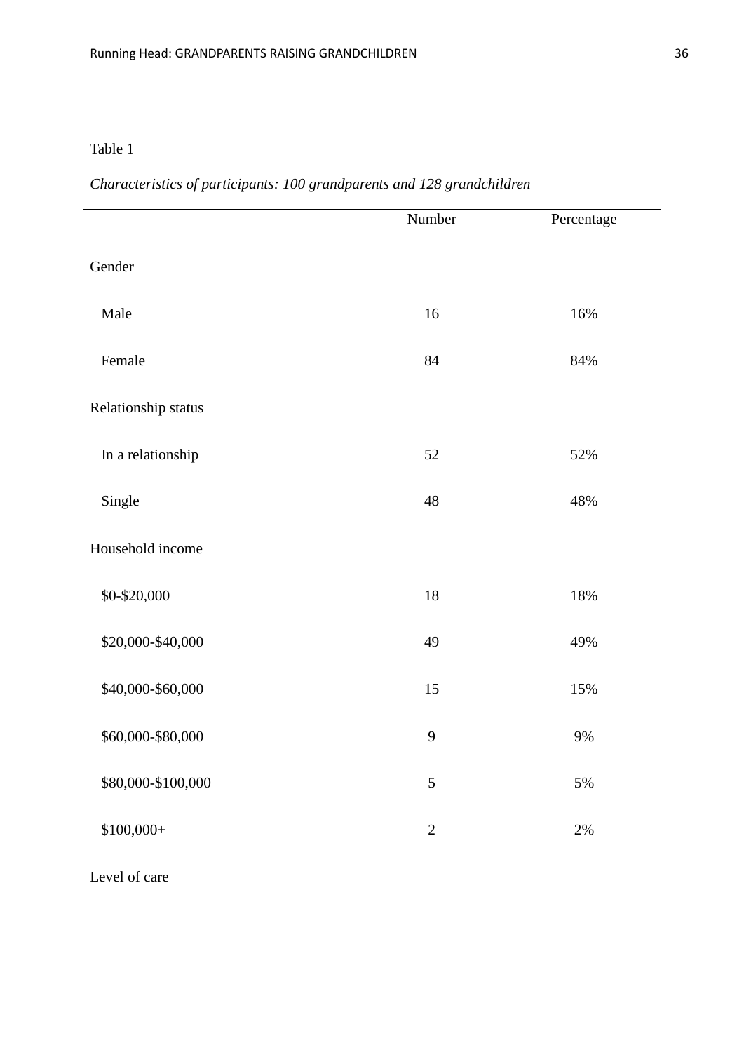Table 1

*Characteristics of participants: 100 grandparents and 128 grandchildren*

| | Number | Percentage |
|---|---|---|
| Gender | | |
| Male | 16 | 16% |
| Female | 84 | 84% |
| Relationship status | | |
| In a relationship | 52 | 52% |
| Single | 48 | 48% |
| Household income | | |
| $0-$20,000 | 18 | 18% |
| $20,000-$40,000 | 49 | 49% |
| $40,000-$60,000 | 15 | 15% |
| $60,000-$80,000 | 9 | 9% |
| $80,000-$100,000 | 5 | 5% |
| $100,000+ | 2 | 2% |
| Level of care | | |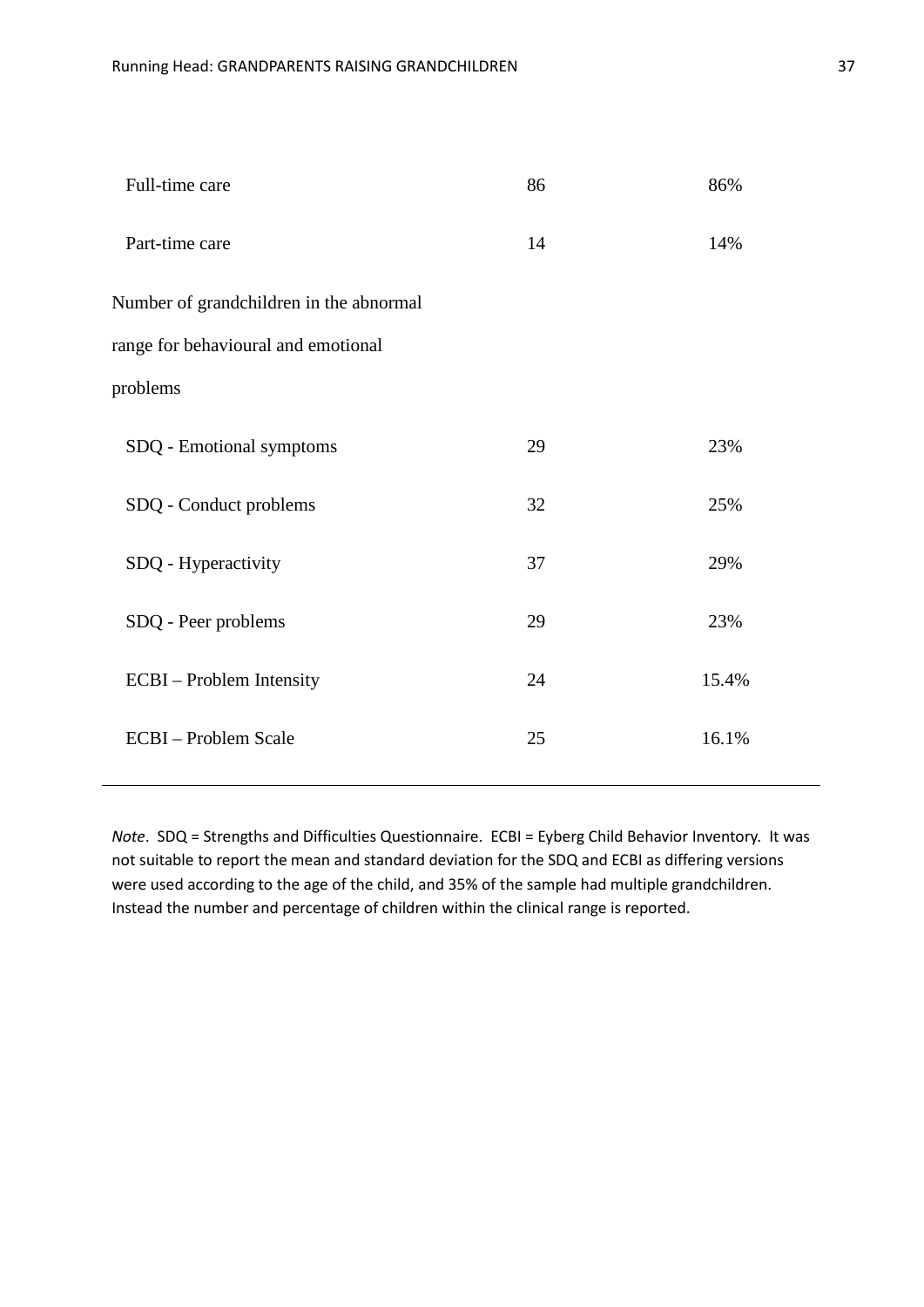| | | |
|---|---|---|
| Full-time care | 86 | 86% |
| Part-time care | 14 | 14% |
| Number of grandchildren in the abnormal range for behavioural and emotional problems | | |
| SDQ - Emotional symptoms | 29 | 23% |
| SDQ - Conduct problems | 32 | 25% |
| SDQ - Hyperactivity | 37 | 29% |
| SDQ - Peer problems | 29 | 23% |
| ECBI – Problem Intensity | 24 | 15.4% |
| ECBI – Problem Scale | 25 | 16.1% |

*Note*. SDQ = Strengths and Difficulties Questionnaire. ECBI = Eyberg Child Behavior Inventory. It was not suitable to report the mean and standard deviation for the SDQ and ECBI as differing versions were used according to the age of the child, and 35% of the sample had multiple grandchildren. Instead the number and percentage of children within the clinical range is reported.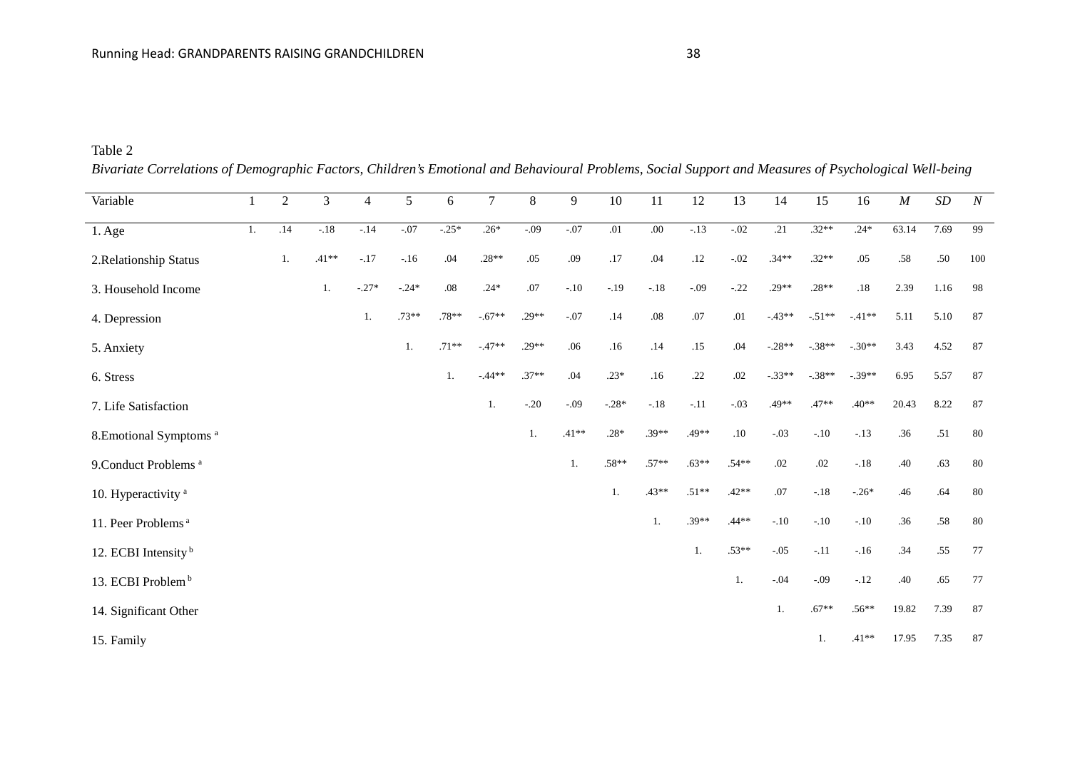Table 2

*Bivariate Correlations of Demographic Factors, Children's Emotional and Behavioural Problems, Social Support and Measures of Psychological Well-being*

| Variable | 1 | 2 | 3 | 4 | 5 | 6 | 7 | 8 | 9 | 10 | 11 | 12 | 13 | 14 | 15 | 16 | *M* | *SD* | *N* |
|---|---|---|---|---|---|---|---|---|---|---|---|---|---|---|---|---|---|---|---|
| 1. Age | 1. | .14 | -.18 | -.14 | -.07 | -.25* | .26* | -.09 | -.07 | .01 | .00 | -.13 | -.02 | .21 | .32** | .24* | 63.14 | 7.69 | 99 |
| 2.Relationship Status | | 1. | .41** | -.17 | -.16 | .04 | .28** | .05 | .09 | .17 | .04 | .12 | -.02 | .34** | .32** | .05 | .58 | .50 | 100 |
| 3. Household Income | | | 1. | -.27* | -.24* | .08 | .24* | .07 | -.10 | -.19 | -.18 | -.09 | -.22 | .29** | .28** | .18 | 2.39 | 1.16 | 98 |
| 4. Depression | | | | 1. | .73** | .78** | -.67** | .29** | -.07 | .14 | .08 | .07 | .01 | -.43** | -.51** | -.41** | 5.11 | 5.10 | 87 |
| 5. Anxiety | | | | | 1. | .71** | -.47** | .29** | .06 | .16 | .14 | .15 | .04 | -.28** | -.38** | -.30** | 3.43 | 4.52 | 87 |
| 6. Stress | | | | | | 1. | -.44** | .37** | .04 | .23* | .16 | .22 | .02 | -.33** | -.38** | -.39** | 6.95 | 5.57 | 87 |
| 7. Life Satisfaction | | | | | | | 1. | -.20 | -.09 | -.28* | -.18 | -.11 | -.03 | .49** | .47** | .40** | 20.43 | 8.22 | 87 |
| 8.Emotional Symptoms [a] | | | | | | | | 1. | .41** | .28* | .39** | .49** | .10 | -.03 | -.10 | -.13 | .36 | .51 | 80 |
| 9.Conduct Problems [a] | | | | | | | | | 1. | .58** | .57** | .63** | .54** | .02 | .02 | -.18 | .40 | .63 | 80 |
| 10. Hyperactivity [a] | | | | | | | | | | 1. | .43** | .51** | .42** | .07 | -.18 | -.26* | .46 | .64 | 80 |
| 11. Peer Problems [a] | | | | | | | | | | | 1. | .39** | .44** | -.10 | -.10 | -.10 | .36 | .58 | 80 |
| 12. ECBI Intensity [b] | | | | | | | | | | | | 1. | .53** | -.05 | -.11 | -.16 | .34 | .55 | 77 |
| 13. ECBI Problem [b] | | | | | | | | | | | | | 1. | -.04 | -.09 | -.12 | .40 | .65 | 77 |
| 14. Significant Other | | | | | | | | | | | | | | 1. | .67** | .56** | 19.82 | 7.39 | 87 |
| 15. Family | | | | | | | | | | | | | | | 1. | .41** | 17.95 | 7.35 | 87 |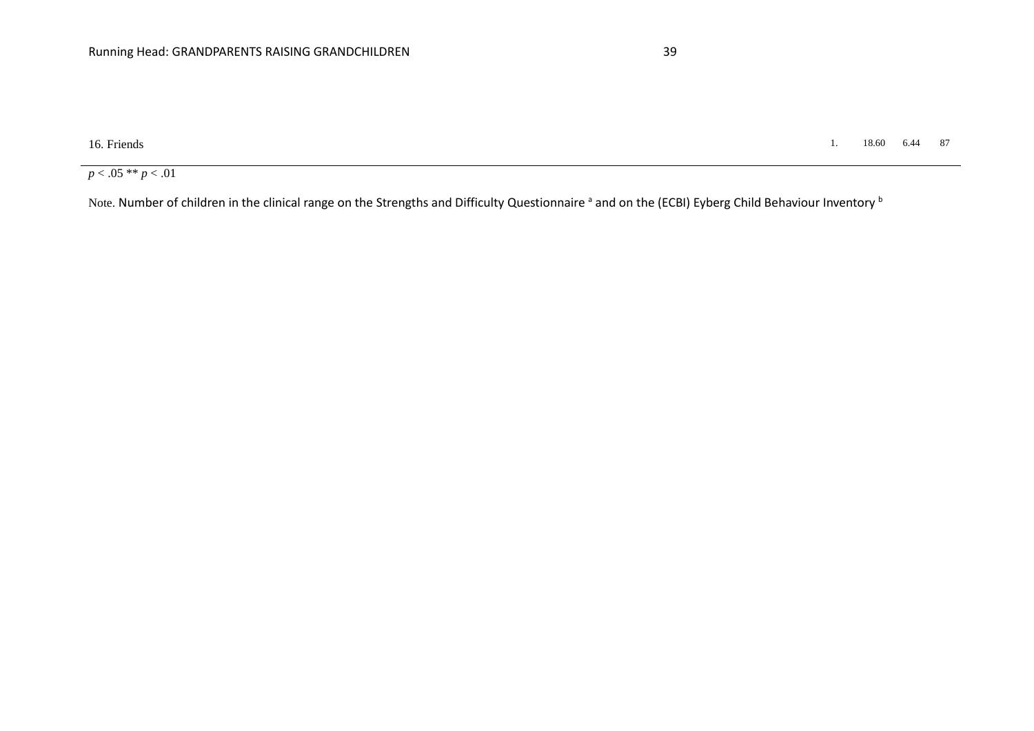| | | | | |
|---|---|---|---|---|
| 16. Friends | 1. | 18.60 | 6.44 | 87 |

$p < .05$ ** $p < .01$

Note. Number of children in the clinical range on the Strengths and Difficulty Questionnaire [a] and on the (ECBI) Eyberg Child Behaviour Inventory [b]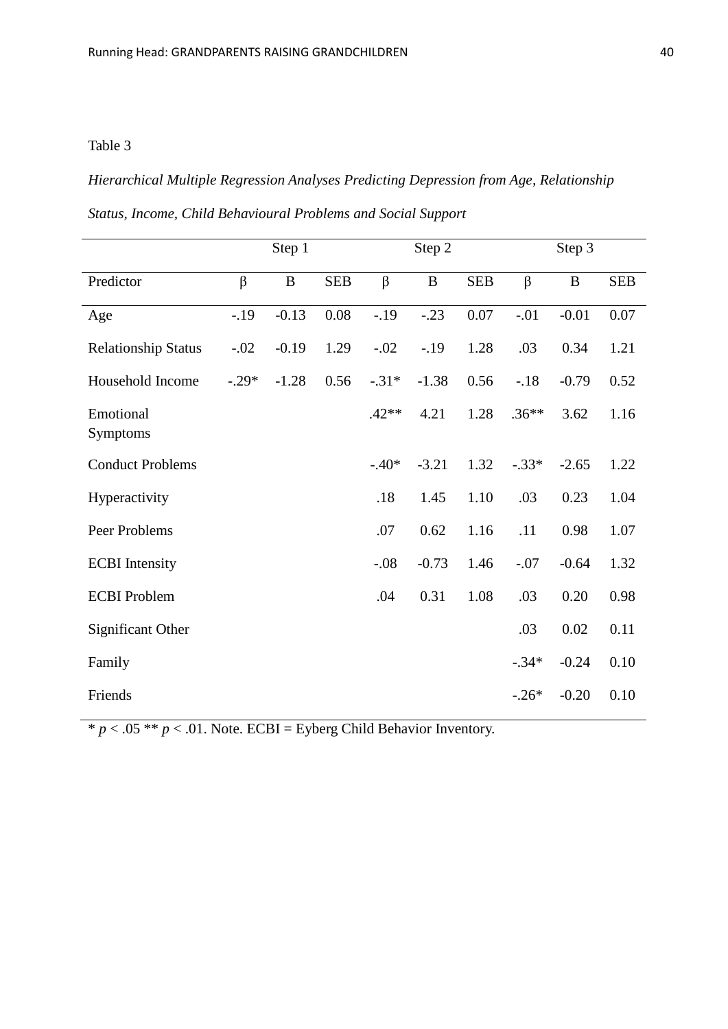Table 3

*Hierarchical Multiple Regression Analyses Predicting Depression from Age, Relationship Status, Income, Child Behavioural Problems and Social Support*

| | Step 1 | | | Step 2 | | | Step 3 | | |
|---|---|---|---|---|---|---|---|---|---|
| Predictor | β | B | SEB | β | B | SEB | β | B | SEB |
| Age | -.19 | -0.13 | 0.08 | -.19 | -.23 | 0.07 | -.01 | -0.01 | 0.07 |
| Relationship Status | -.02 | -0.19 | 1.29 | -.02 | -.19 | 1.28 | .03 | 0.34 | 1.21 |
| Household Income | -.29* | -1.28 | 0.56 | -.31* | -1.38 | 0.56 | -.18 | -0.79 | 0.52 |
| Emotional Symptoms | | | | .42** | 4.21 | 1.28 | .36** | 3.62 | 1.16 |
| Conduct Problems | | | | -.40* | -3.21 | 1.32 | -.33* | -2.65 | 1.22 |
| Hyperactivity | | | | .18 | 1.45 | 1.10 | .03 | 0.23 | 1.04 |
| Peer Problems | | | | .07 | 0.62 | 1.16 | .11 | 0.98 | 1.07 |
| ECBI Intensity | | | | -.08 | -0.73 | 1.46 | -.07 | -0.64 | 1.32 |
| ECBI Problem | | | | .04 | 0.31 | 1.08 | .03 | 0.20 | 0.98 |
| Significant Other | | | | | | | .03 | 0.02 | 0.11 |
| Family | | | | | | | -.34* | -0.24 | 0.10 |
| Friends | | | | | | | -.26* | -0.20 | 0.10 |

* $p < .05$ ** $p < .01$. Note. ECBI = Eyberg Child Behavior Inventory.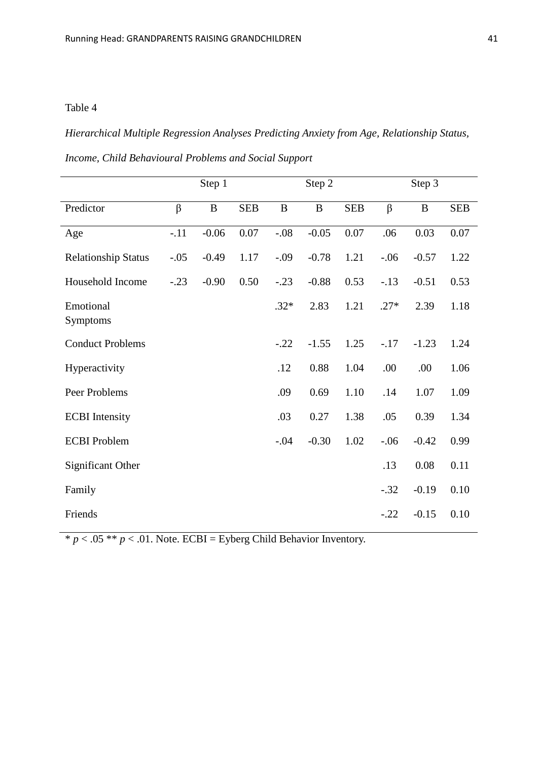Table 4

*Hierarchical Multiple Regression Analyses Predicting Anxiety from Age, Relationship Status, Income, Child Behavioural Problems and Social Support*

| | Step 1 | | | Step 2 | | | Step 3 | | |
|---|---|---|---|---|---|---|---|---|---|
| Predictor | β | B | SEB | B | B | SEB | β | B | SEB |
| Age | -.11 | -0.06 | 0.07 | -.08 | -0.05 | 0.07 | .06 | 0.03 | 0.07 |
| Relationship Status | -.05 | -0.49 | 1.17 | -.09 | -0.78 | 1.21 | -.06 | -0.57 | 1.22 |
| Household Income | -.23 | -0.90 | 0.50 | -.23 | -0.88 | 0.53 | -.13 | -0.51 | 0.53 |
| Emotional Symptoms | | | | .32* | 2.83 | 1.21 | .27* | 2.39 | 1.18 |
| Conduct Problems | | | | -.22 | -1.55 | 1.25 | -.17 | -1.23 | 1.24 |
| Hyperactivity | | | | .12 | 0.88 | 1.04 | .00 | .00 | 1.06 |
| Peer Problems | | | | .09 | 0.69 | 1.10 | .14 | 1.07 | 1.09 |
| ECBI Intensity | | | | .03 | 0.27 | 1.38 | .05 | 0.39 | 1.34 |
| ECBI Problem | | | | -.04 | -0.30 | 1.02 | -.06 | -0.42 | 0.99 |
| Significant Other | | | | | | | .13 | 0.08 | 0.11 |
| Family | | | | | | | -.32 | -0.19 | 0.10 |
| Friends | | | | | | | -.22 | -0.15 | 0.10 |

* $p < .05$ ** $p < .01$. Note. ECBI = Eyberg Child Behavior Inventory.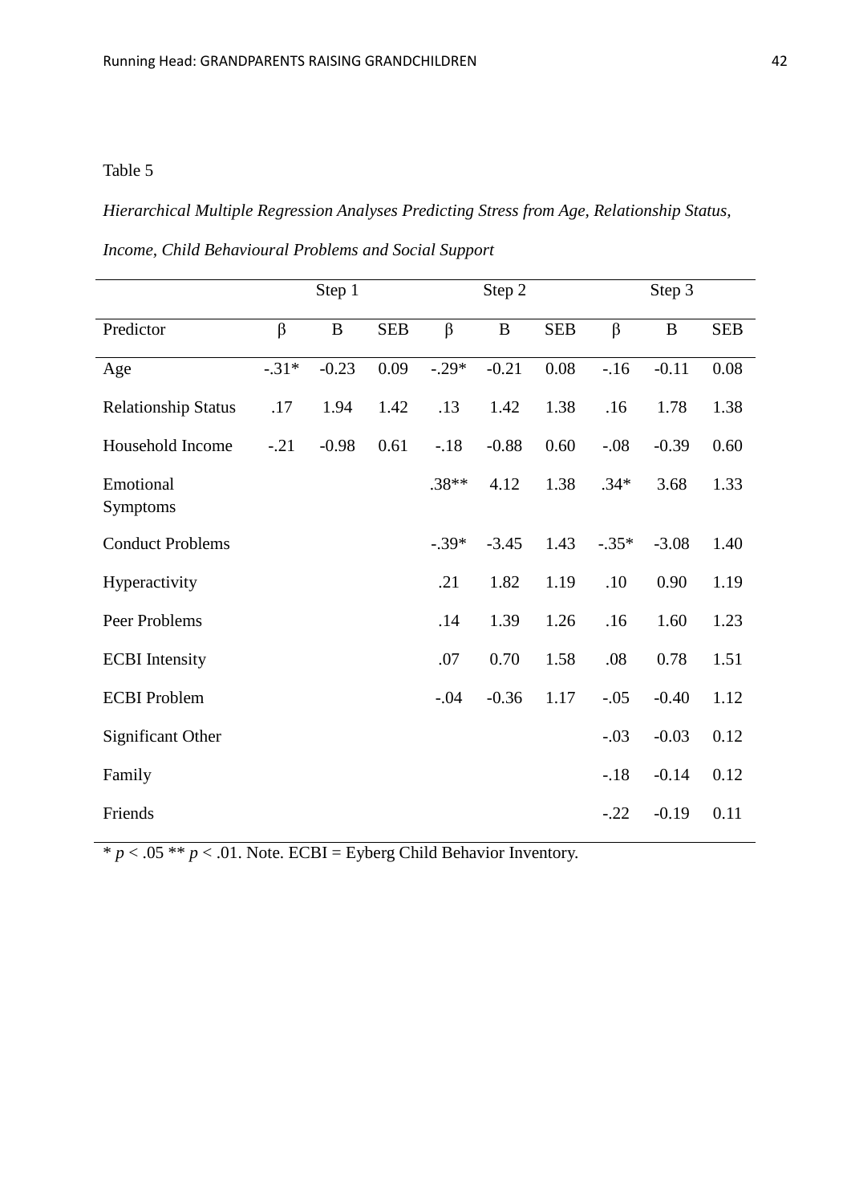Table 5

*Hierarchical Multiple Regression Analyses Predicting Stress from Age, Relationship Status, Income, Child Behavioural Problems and Social Support*

| | Step 1 | | | Step 2 | | | Step 3 | | |
|---|---|---|---|---|---|---|---|---|---|
| Predictor | β | B | SEB | β | B | SEB | β | B | SEB |
| Age | -.31* | -0.23 | 0.09 | -.29* | -0.21 | 0.08 | -.16 | -0.11 | 0.08 |
| Relationship Status | .17 | 1.94 | 1.42 | .13 | 1.42 | 1.38 | .16 | 1.78 | 1.38 |
| Household Income | -.21 | -0.98 | 0.61 | -.18 | -0.88 | 0.60 | -.08 | -0.39 | 0.60 |
| Emotional Symptoms | | | | .38** | 4.12 | 1.38 | .34* | 3.68 | 1.33 |
| Conduct Problems | | | | -.39* | -3.45 | 1.43 | -.35* | -3.08 | 1.40 |
| Hyperactivity | | | | .21 | 1.82 | 1.19 | .10 | 0.90 | 1.19 |
| Peer Problems | | | | .14 | 1.39 | 1.26 | .16 | 1.60 | 1.23 |
| ECBI Intensity | | | | .07 | 0.70 | 1.58 | .08 | 0.78 | 1.51 |
| ECBI Problem | | | | -.04 | -0.36 | 1.17 | -.05 | -0.40 | 1.12 |
| Significant Other | | | | | | | -.03 | -0.03 | 0.12 |
| Family | | | | | | | -.18 | -0.14 | 0.12 |
| Friends | | | | | | | -.22 | -0.19 | 0.11 |

* $p < .05$ ** $p < .01$. Note. ECBI = Eyberg Child Behavior Inventory.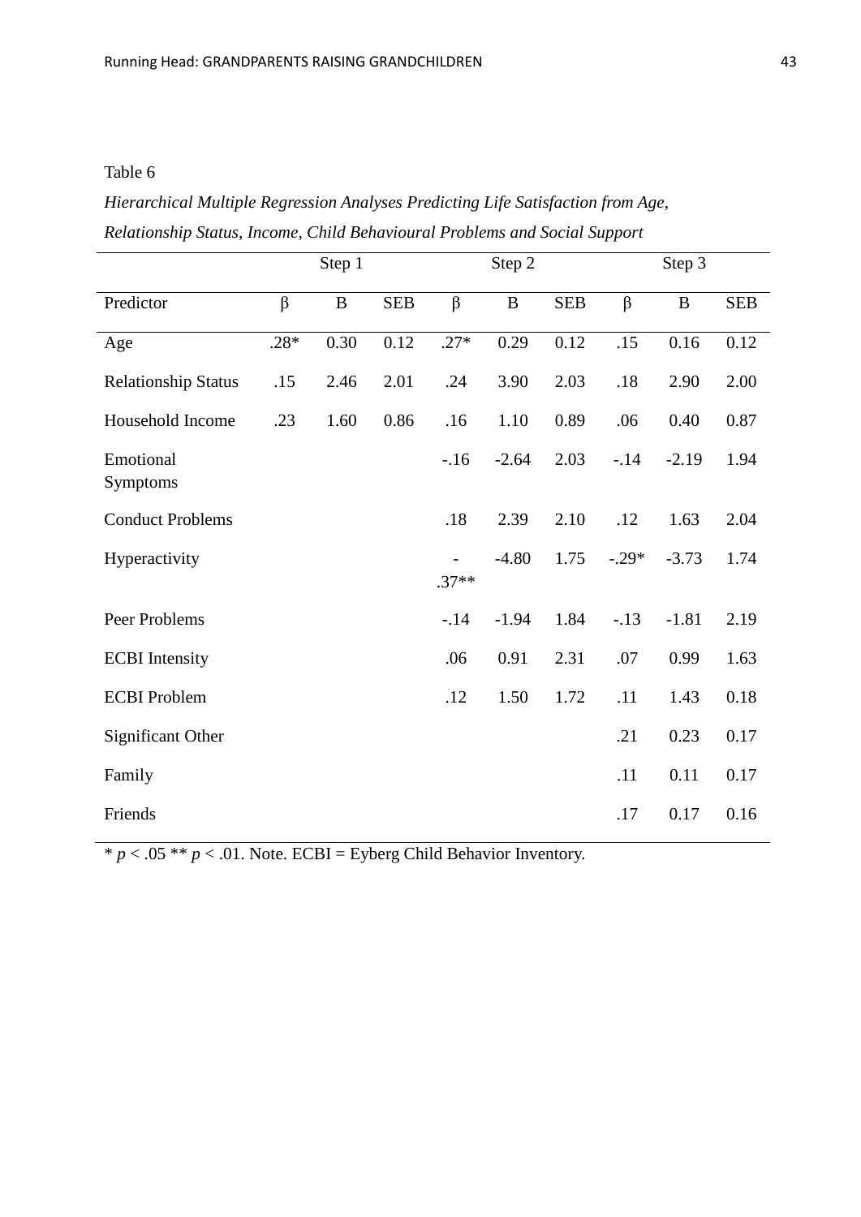Table 6

*Hierarchical Multiple Regression Analyses Predicting Life Satisfaction from Age, Relationship Status, Income, Child Behavioural Problems and Social Support*

| | Step 1 | | | Step 2 | | | Step 3 | | |
|---|---|---|---|---|---|---|---|---|---|
| Predictor | β | B | SEB | β | B | SEB | β | B | SEB |
| Age | .28* | 0.30 | 0.12 | .27* | 0.29 | 0.12 | .15 | 0.16 | 0.12 |
| Relationship Status | .15 | 2.46 | 2.01 | .24 | 3.90 | 2.03 | .18 | 2.90 | 2.00 |
| Household Income | .23 | 1.60 | 0.86 | .16 | 1.10 | 0.89 | .06 | 0.40 | 0.87 |
| Emotional Symptoms | | | | -.16 | -2.64 | 2.03 | -.14 | -2.19 | 1.94 |
| Conduct Problems | | | | .18 | 2.39 | 2.10 | .12 | 1.63 | 2.04 |
| Hyperactivity | | | | -.37** | -4.80 | 1.75 | -.29* | -3.73 | 1.74 |
| Peer Problems | | | | -.14 | -1.94 | 1.84 | -.13 | -1.81 | 2.19 |
| ECBI Intensity | | | | .06 | 0.91 | 2.31 | .07 | 0.99 | 1.63 |
| ECBI Problem | | | | .12 | 1.50 | 1.72 | .11 | 1.43 | 0.18 |
| Significant Other | | | | | | | .21 | 0.23 | 0.17 |
| Family | | | | | | | .11 | 0.11 | 0.17 |
| Friends | | | | | | | .17 | 0.17 | 0.16 |

\* $p < .05$ \*\* $p < .01$. Note. ECBI = Eyberg Child Behavior Inventory.